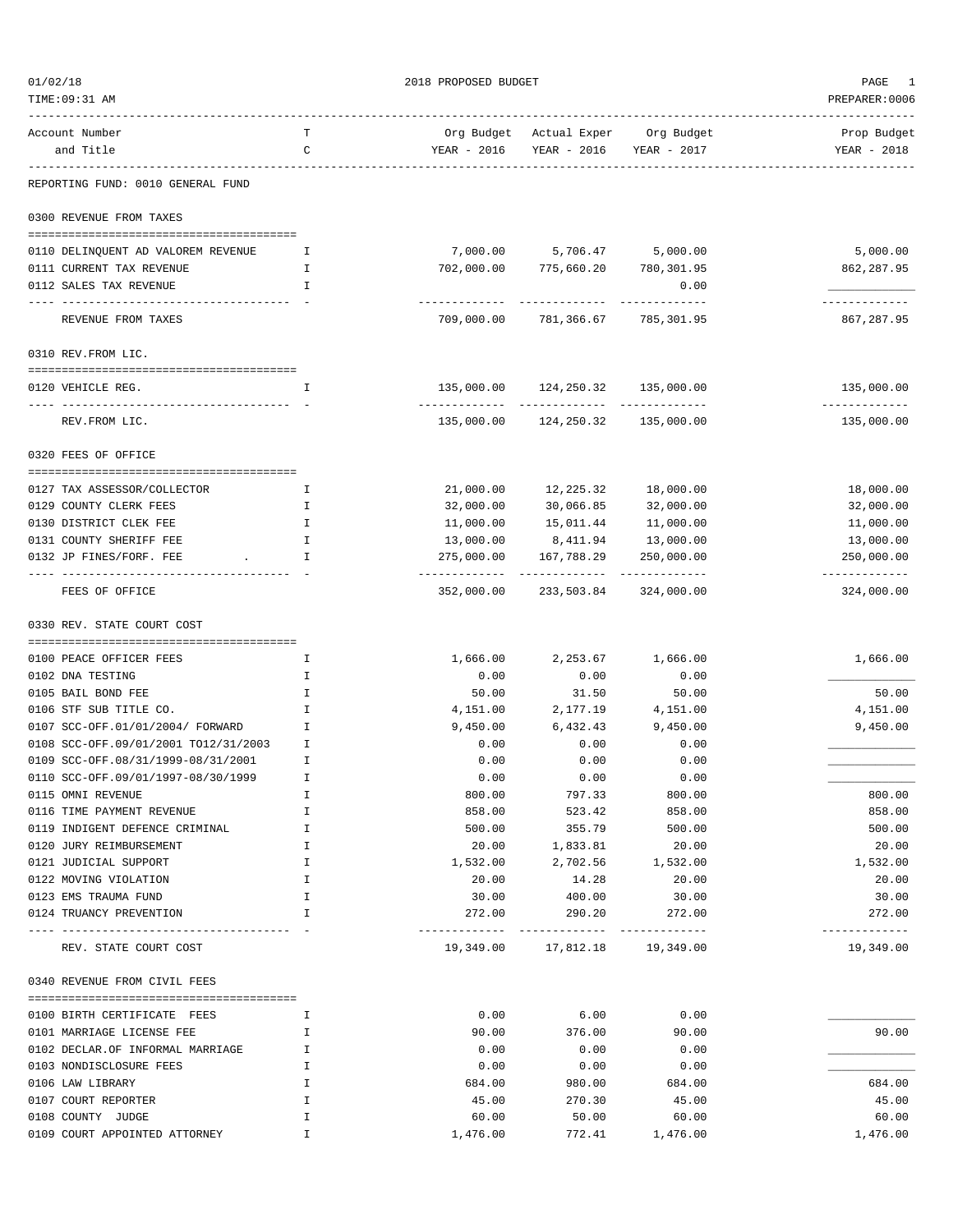2018 PROPOSED BUDGET

01/02/18
TIME:09:31 AM

PREPARER:0006

| Account Number and Title | TC | Org Budget YEAR - 2016 | Actual Exper YEAR - 2016 | Org Budget YEAR - 2017 | Prop Budget YEAR - 2018 |
|---|---|---|---|---|---|

REPORTING FUND: 0010 GENERAL FUND

## 0300 REVENUE FROM TAXES

| Account Number and Title | TC | Org Budget YEAR - 2016 | Actual Exper YEAR - 2016 | Org Budget YEAR - 2017 | Prop Budget YEAR - 2018 |
|---|---|---|---|---|---|
| 0110 DELINQUENT AD VALOREM REVENUE | I | 7,000.00 | 5,706.47 | 5,000.00 | 5,000.00 |
| 0111 CURRENT TAX REVENUE | I | 702,000.00 | 775,660.20 | 780,301.95 | 862,287.95 |
| 0112 SALES TAX REVENUE | I | | | 0.00 | ____________ |
| REVENUE FROM TAXES | | 709,000.00 | 781,366.67 | 785,301.95 | 867,287.95 |

## 0310 REV.FROM LIC.

| Account Number and Title | TC | Org Budget YEAR - 2016 | Actual Exper YEAR - 2016 | Org Budget YEAR - 2017 | Prop Budget YEAR - 2018 |
|---|---|---|---|---|---|
| 0120 VEHICLE REG. | I | 135,000.00 | 124,250.32 | 135,000.00 | 135,000.00 |
| REV.FROM LIC. | | 135,000.00 | 124,250.32 | 135,000.00 | 135,000.00 |

## 0320 FEES OF OFFICE

| Account Number and Title | TC | Org Budget YEAR - 2016 | Actual Exper YEAR - 2016 | Org Budget YEAR - 2017 | Prop Budget YEAR - 2018 |
|---|---|---|---|---|---|
| 0127 TAX ASSESSOR/COLLECTOR | I | 21,000.00 | 12,225.32 | 18,000.00 | 18,000.00 |
| 0129 COUNTY CLERK FEES | I | 32,000.00 | 30,066.85 | 32,000.00 | 32,000.00 |
| 0130 DISTRICT CLEK FEE | I | 11,000.00 | 15,011.44 | 11,000.00 | 11,000.00 |
| 0131 COUNTY SHERIFF FEE | I | 13,000.00 | 8,411.94 | 13,000.00 | 13,000.00 |
| 0132 JP FINES/FORF. FEE . | I | 275,000.00 | 167,788.29 | 250,000.00 | 250,000.00 |
| FEES OF OFFICE | | 352,000.00 | 233,503.84 | 324,000.00 | 324,000.00 |

## 0330 REV. STATE COURT COST

| Account Number and Title | TC | Org Budget YEAR - 2016 | Actual Exper YEAR - 2016 | Org Budget YEAR - 2017 | Prop Budget YEAR - 2018 |
|---|---|---|---|---|---|
| 0100 PEACE OFFICER FEES | I | 1,666.00 | 2,253.67 | 1,666.00 | 1,666.00 |
| 0102 DNA TESTING | I | 0.00 | 0.00 | 0.00 | ____________ |
| 0105 BAIL BOND FEE | I | 50.00 | 31.50 | 50.00 | 50.00 |
| 0106 STF SUB TITLE CO. | I | 4,151.00 | 2,177.19 | 4,151.00 | 4,151.00 |
| 0107 SCC-OFF.01/01/2004/ FORWARD | I | 9,450.00 | 6,432.43 | 9,450.00 | 9,450.00 |
| 0108 SCC-OFF.09/01/2001 TO12/31/2003 | I | 0.00 | 0.00 | 0.00 | ____________ |
| 0109 SCC-OFF.08/31/1999-08/31/2001 | I | 0.00 | 0.00 | 0.00 | ____________ |
| 0110 SCC-OFF.09/01/1997-08/30/1999 | I | 0.00 | 0.00 | 0.00 | ____________ |
| 0115 OMNI REVENUE | I | 800.00 | 797.33 | 800.00 | 800.00 |
| 0116 TIME PAYMENT REVENUE | I | 858.00 | 523.42 | 858.00 | 858.00 |
| 0119 INDIGENT DEFENCE CRIMINAL | I | 500.00 | 355.79 | 500.00 | 500.00 |
| 0120 JURY REIMBURSEMENT | I | 20.00 | 1,833.81 | 20.00 | 20.00 |
| 0121 JUDICIAL SUPPORT | I | 1,532.00 | 2,702.56 | 1,532.00 | 1,532.00 |
| 0122 MOVING VIOLATION | I | 20.00 | 14.28 | 20.00 | 20.00 |
| 0123 EMS TRAUMA FUND | I | 30.00 | 400.00 | 30.00 | 30.00 |
| 0124 TRUANCY PREVENTION | I | 272.00 | 290.20 | 272.00 | 272.00 |
| REV. STATE COURT COST | | 19,349.00 | 17,812.18 | 19,349.00 | 19,349.00 |

## 0340 REVENUE FROM CIVIL FEES

| Account Number and Title | TC | Org Budget YEAR - 2016 | Actual Exper YEAR - 2016 | Org Budget YEAR - 2017 | Prop Budget YEAR - 2018 |
|---|---|---|---|---|---|
| 0100 BIRTH CERTIFICATE FEES | I | 0.00 | 6.00 | 0.00 | ____________ |
| 0101 MARRIAGE LICENSE FEE | I | 90.00 | 376.00 | 90.00 | 90.00 |
| 0102 DECLAR.OF INFORMAL MARRIAGE | I | 0.00 | 0.00 | 0.00 | ____________ |
| 0103 NONDISCLOSURE FEES | I | 0.00 | 0.00 | 0.00 | ____________ |
| 0106 LAW LIBRARY | I | 684.00 | 980.00 | 684.00 | 684.00 |
| 0107 COURT REPORTER | I | 45.00 | 270.30 | 45.00 | 45.00 |
| 0108 COUNTY JUDGE | I | 60.00 | 50.00 | 60.00 | 60.00 |
| 0109 COURT APPOINTED ATTORNEY | I | 1,476.00 | 772.41 | 1,476.00 | 1,476.00 |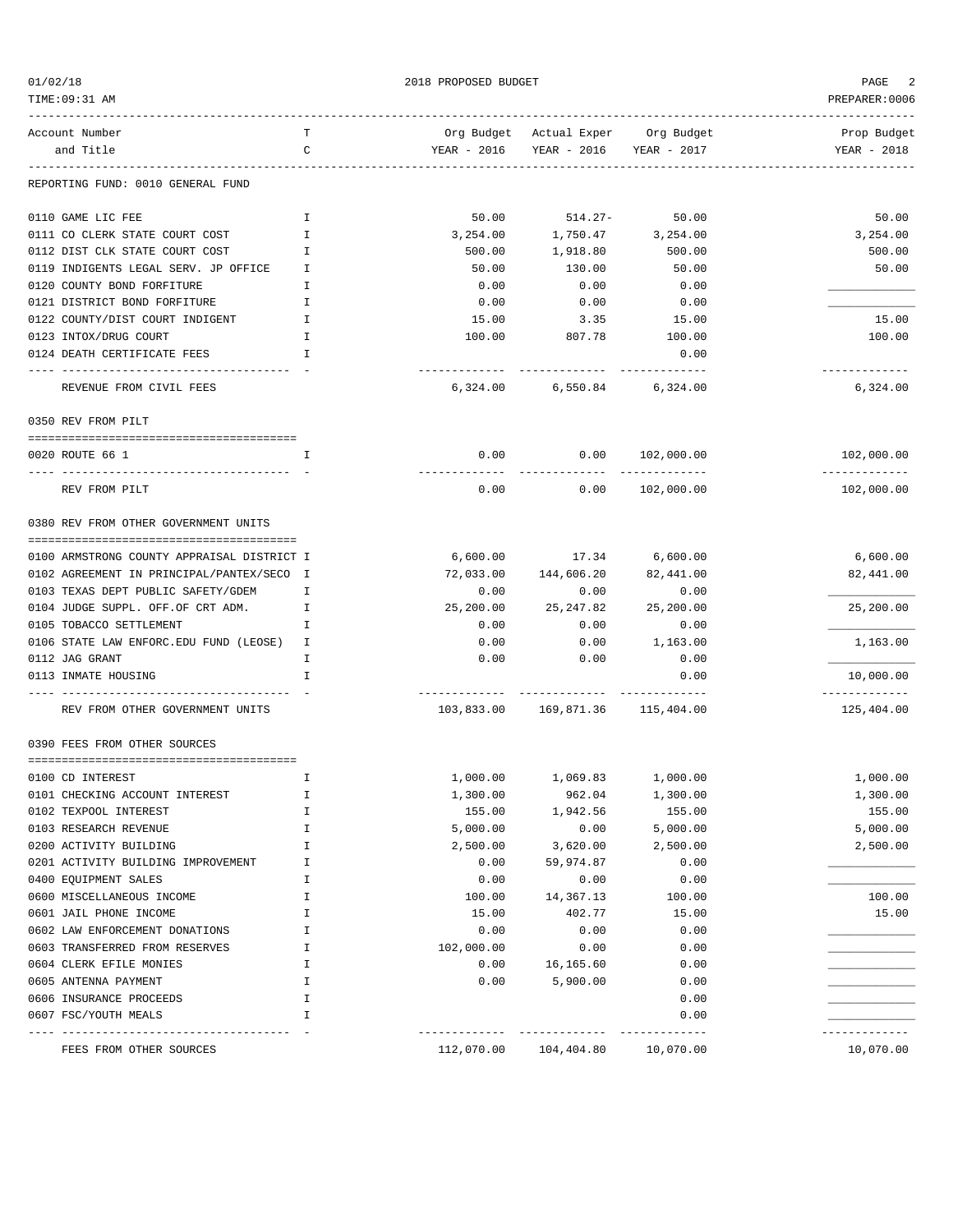2018 PROPOSED BUDGET

| Account Number and Title | T C | Org Budget YEAR - 2016 | Actual Exper YEAR - 2016 | Org Budget YEAR - 2017 | Prop Budget YEAR - 2018 |
|---|---|---|---|---|---|
| **REPORTING FUND: 0010 GENERAL FUND** | | | | | |
| 0110 GAME LIC FEE | I | 50.00 | 514.27- | 50.00 | 50.00 |
| 0111 CO CLERK STATE COURT COST | I | 3,254.00 | 1,750.47 | 3,254.00 | 3,254.00 |
| 0112 DIST CLK STATE COURT COST | I | 500.00 | 1,918.80 | 500.00 | 500.00 |
| 0119 INDIGENTS LEGAL SERV. JP OFFICE | I | 50.00 | 130.00 | 50.00 | 50.00 |
| 0120 COUNTY BOND FORFITURE | I | 0.00 | 0.00 | 0.00 | ____________ |
| 0121 DISTRICT BOND FORFITURE | I | 0.00 | 0.00 | 0.00 | ____________ |
| 0122 COUNTY/DIST COURT INDIGENT | I | 15.00 | 3.35 | 15.00 | 15.00 |
| 0123 INTOX/DRUG COURT | I | 100.00 | 807.78 | 100.00 | 100.00 |
| 0124 DEATH CERTIFICATE FEES | I | | | 0.00 | |
| REVENUE FROM CIVIL FEES | | 6,324.00 | 6,550.84 | 6,324.00 | 6,324.00 |
| **0350 REV FROM PILT** | | | | | |
| 0020 ROUTE 66 1 | I | 0.00 | 0.00 | 102,000.00 | 102,000.00 |
| REV FROM PILT | | 0.00 | 0.00 | 102,000.00 | 102,000.00 |
| **0380 REV FROM OTHER GOVERNMENT UNITS** | | | | | |
| 0100 ARMSTRONG COUNTY APPRAISAL DISTRICT | I | 6,600.00 | 17.34 | 6,600.00 | 6,600.00 |
| 0102 AGREEMENT IN PRINCIPAL/PANTEX/SECO | I | 72,033.00 | 144,606.20 | 82,441.00 | 82,441.00 |
| 0103 TEXAS DEPT PUBLIC SAFETY/GDEM | I | 0.00 | 0.00 | 0.00 | ____________ |
| 0104 JUDGE SUPPL. OFF.OF CRT ADM. | I | 25,200.00 | 25,247.82 | 25,200.00 | 25,200.00 |
| 0105 TOBACCO SETTLEMENT | I | 0.00 | 0.00 | 0.00 | ____________ |
| 0106 STATE LAW ENFORC.EDU FUND (LEOSE) | I | 0.00 | 0.00 | 1,163.00 | 1,163.00 |
| 0112 JAG GRANT | I | 0.00 | 0.00 | 0.00 | ____________ |
| 0113 INMATE HOUSING | I | | | 0.00 | 10,000.00 |
| REV FROM OTHER GOVERNMENT UNITS | | 103,833.00 | 169,871.36 | 115,404.00 | 125,404.00 |
| **0390 FEES FROM OTHER SOURCES** | | | | | |
| 0100 CD INTEREST | I | 1,000.00 | 1,069.83 | 1,000.00 | 1,000.00 |
| 0101 CHECKING ACCOUNT INTEREST | I | 1,300.00 | 962.04 | 1,300.00 | 1,300.00 |
| 0102 TEXPOOL INTEREST | I | 155.00 | 1,942.56 | 155.00 | 155.00 |
| 0103 RESEARCH REVENUE | I | 5,000.00 | 0.00 | 5,000.00 | 5,000.00 |
| 0200 ACTIVITY BUILDING | I | 2,500.00 | 3,620.00 | 2,500.00 | 2,500.00 |
| 0201 ACTIVITY BUILDING IMPROVEMENT | I | 0.00 | 59,974.87 | 0.00 | ____________ |
| 0400 EQUIPMENT SALES | I | 0.00 | 0.00 | 0.00 | ____________ |
| 0600 MISCELLANEOUS INCOME | I | 100.00 | 14,367.13 | 100.00 | 100.00 |
| 0601 JAIL PHONE INCOME | I | 15.00 | 402.77 | 15.00 | 15.00 |
| 0602 LAW ENFORCEMENT DONATIONS | I | 0.00 | 0.00 | 0.00 | ____________ |
| 0603 TRANSFERRED FROM RESERVES | I | 102,000.00 | 0.00 | 0.00 | ____________ |
| 0604 CLERK EFILE MONIES | I | 0.00 | 16,165.60 | 0.00 | ____________ |
| 0605 ANTENNA PAYMENT | I | 0.00 | 5,900.00 | 0.00 | ____________ |
| 0606 INSURANCE PROCEEDS | I | | | 0.00 | ____________ |
| 0607 FSC/YOUTH MEALS | I | | | 0.00 | ____________ |
| FEES FROM OTHER SOURCES | | 112,070.00 | 104,404.80 | 10,070.00 | 10,070.00 |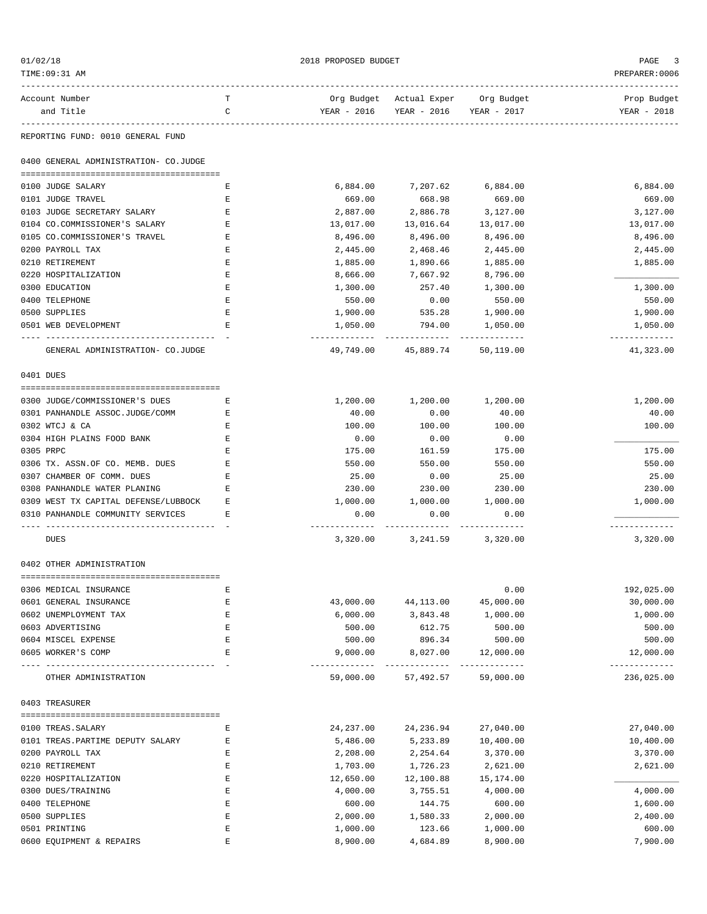2018 PROPOSED BUDGET

| Account Number and Title | T C | Org Budget YEAR - 2016 | Actual Exper YEAR - 2016 | Org Budget YEAR - 2017 | Prop Budget YEAR - 2018 |
|---|---|---|---|---|---|

REPORTING FUND: 0010 GENERAL FUND

## 0400 GENERAL ADMINISTRATION- CO.JUDGE

| Account Number and Title | T C | Org Budget YEAR - 2016 | Actual Exper YEAR - 2016 | Org Budget YEAR - 2017 | Prop Budget YEAR - 2018 |
|---|---|---|---|---|---|
| 0100 JUDGE SALARY | E | 6,884.00 | 7,207.62 | 6,884.00 | 6,884.00 |
| 0101 JUDGE TRAVEL | E | 669.00 | 668.98 | 669.00 | 669.00 |
| 0103 JUDGE SECRETARY SALARY | E | 2,887.00 | 2,886.78 | 3,127.00 | 3,127.00 |
| 0104 CO.COMMISSIONER'S SALARY | E | 13,017.00 | 13,016.64 | 13,017.00 | 13,017.00 |
| 0105 CO.COMMISSIONER'S TRAVEL | E | 8,496.00 | 8,496.00 | 8,496.00 | 8,496.00 |
| 0200 PAYROLL TAX | E | 2,445.00 | 2,468.46 | 2,445.00 | 2,445.00 |
| 0210 RETIREMENT | E | 1,885.00 | 1,890.66 | 1,885.00 | 1,885.00 |
| 0220 HOSPITALIZATION | E | 8,666.00 | 7,667.92 | 8,796.00 | ____________ |
| 0300 EDUCATION | E | 1,300.00 | 257.40 | 1,300.00 | 1,300.00 |
| 0400 TELEPHONE | E | 550.00 | 0.00 | 550.00 | 550.00 |
| 0500 SUPPLIES | E | 1,900.00 | 535.28 | 1,900.00 | 1,900.00 |
| 0501 WEB DEVELOPMENT | E | 1,050.00 | 794.00 | 1,050.00 | 1,050.00 |
| GENERAL ADMINISTRATION- CO.JUDGE | | 49,749.00 | 45,889.74 | 50,119.00 | 41,323.00 |

## 0401 DUES

| Account Number and Title | T C | Org Budget YEAR - 2016 | Actual Exper YEAR - 2016 | Org Budget YEAR - 2017 | Prop Budget YEAR - 2018 |
|---|---|---|---|---|---|
| 0300 JUDGE/COMMISSIONER'S DUES | E | 1,200.00 | 1,200.00 | 1,200.00 | 1,200.00 |
| 0301 PANHANDLE ASSOC.JUDGE/COMM | E | 40.00 | 0.00 | 40.00 | 40.00 |
| 0302 WTCJ & CA | E | 100.00 | 100.00 | 100.00 | 100.00 |
| 0304 HIGH PLAINS FOOD BANK | E | 0.00 | 0.00 | 0.00 | ____________ |
| 0305 PRPC | E | 175.00 | 161.59 | 175.00 | 175.00 |
| 0306 TX. ASSN.OF CO. MEMB. DUES | E | 550.00 | 550.00 | 550.00 | 550.00 |
| 0307 CHAMBER OF COMM. DUES | E | 25.00 | 0.00 | 25.00 | 25.00 |
| 0308 PANHANDLE WATER PLANING | E | 230.00 | 230.00 | 230.00 | 230.00 |
| 0309 WEST TX CAPITAL DEFENSE/LUBBOCK | E | 1,000.00 | 1,000.00 | 1,000.00 | 1,000.00 |
| 0310 PANHANDLE COMMUNITY SERVICES | E | 0.00 | 0.00 | 0.00 | ____________ |
| DUES | | 3,320.00 | 3,241.59 | 3,320.00 | 3,320.00 |

## 0402 OTHER ADMINISTRATION

| Account Number and Title | T C | Org Budget YEAR - 2016 | Actual Exper YEAR - 2016 | Org Budget YEAR - 2017 | Prop Budget YEAR - 2018 |
|---|---|---|---|---|---|
| 0306 MEDICAL INSURANCE | E | | | 0.00 | 192,025.00 |
| 0601 GENERAL INSURANCE | E | 43,000.00 | 44,113.00 | 45,000.00 | 30,000.00 |
| 0602 UNEMPLOYMENT TAX | E | 6,000.00 | 3,843.48 | 1,000.00 | 1,000.00 |
| 0603 ADVERTISING | E | 500.00 | 612.75 | 500.00 | 500.00 |
| 0604 MISCEL EXPENSE | E | 500.00 | 896.34 | 500.00 | 500.00 |
| 0605 WORKER'S COMP | E | 9,000.00 | 8,027.00 | 12,000.00 | 12,000.00 |
| OTHER ADMINISTRATION | | 59,000.00 | 57,492.57 | 59,000.00 | 236,025.00 |

## 0403 TREASURER

| Account Number and Title | T C | Org Budget YEAR - 2016 | Actual Exper YEAR - 2016 | Org Budget YEAR - 2017 | Prop Budget YEAR - 2018 |
|---|---|---|---|---|---|
| 0100 TREAS.SALARY | E | 24,237.00 | 24,236.94 | 27,040.00 | 27,040.00 |
| 0101 TREAS.PARTIME DEPUTY SALARY | E | 5,486.00 | 5,233.89 | 10,400.00 | 10,400.00 |
| 0200 PAYROLL TAX | E | 2,208.00 | 2,254.64 | 3,370.00 | 3,370.00 |
| 0210 RETIREMENT | E | 1,703.00 | 1,726.23 | 2,621.00 | 2,621.00 |
| 0220 HOSPITALIZATION | E | 12,650.00 | 12,100.88 | 15,174.00 | ____________ |
| 0300 DUES/TRAINING | E | 4,000.00 | 3,755.51 | 4,000.00 | 4,000.00 |
| 0400 TELEPHONE | E | 600.00 | 144.75 | 600.00 | 1,600.00 |
| 0500 SUPPLIES | E | 2,000.00 | 1,580.33 | 2,000.00 | 2,400.00 |
| 0501 PRINTING | E | 1,000.00 | 123.66 | 1,000.00 | 600.00 |
| 0600 EQUIPMENT & REPAIRS | E | 8,900.00 | 4,684.89 | 8,900.00 | 7,900.00 |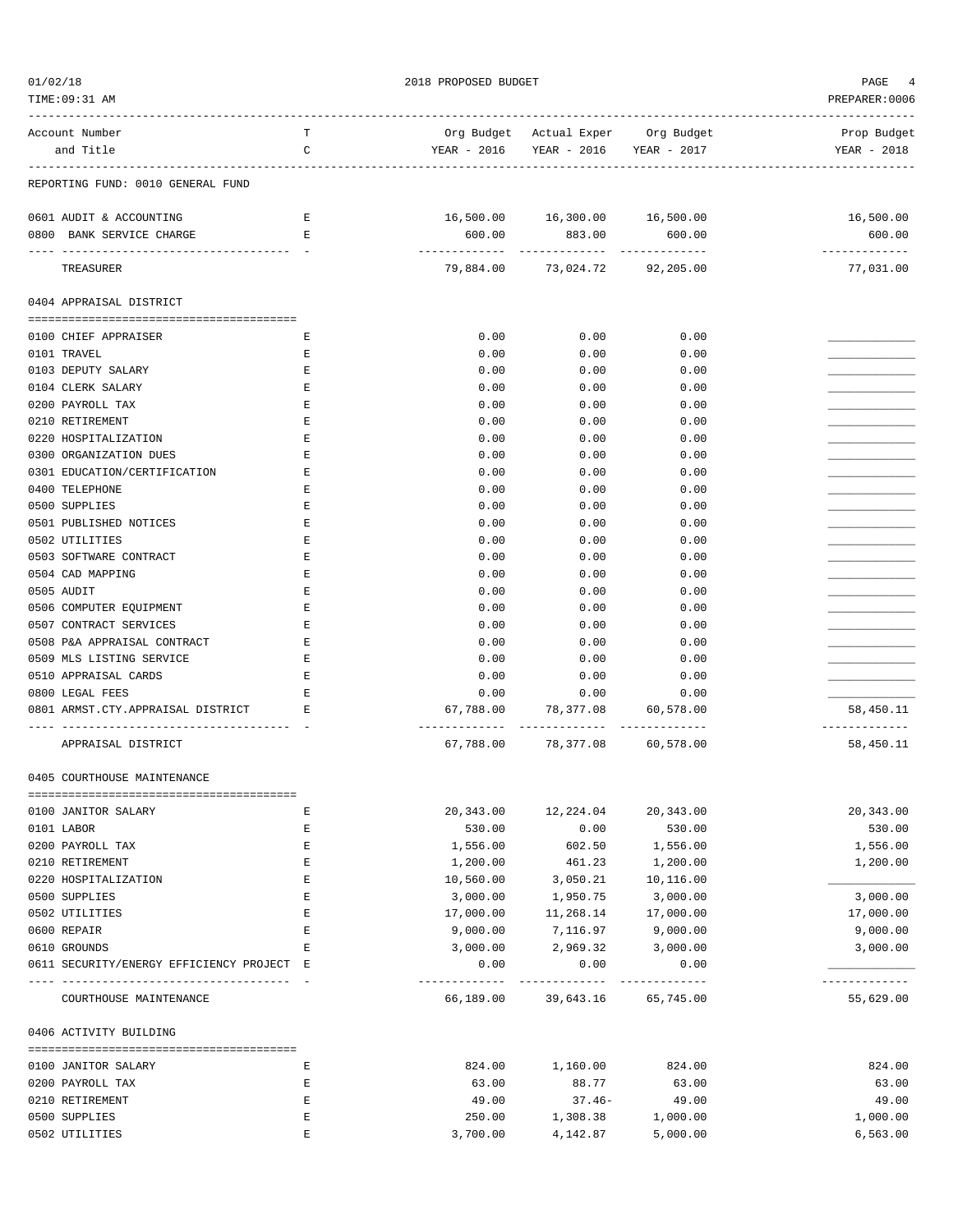2018 PROPOSED BUDGET

| Account Number and Title | TC | Org Budget YEAR - 2016 | Actual Exper YEAR - 2016 | Org Budget YEAR - 2017 | Prop Budget YEAR - 2018 |
|---|---|---|---|---|---|
| **REPORTING FUND: 0010 GENERAL FUND** | | | | | |
| 0601 AUDIT & ACCOUNTING | E | 16,500.00 | 16,300.00 | 16,500.00 | 16,500.00 |
| 0800 BANK SERVICE CHARGE | E | 600.00 | 883.00 | 600.00 | 600.00 |
| TREASURER | | 79,884.00 | 73,024.72 | 92,205.00 | 77,031.00 |
| **0404 APPRAISAL DISTRICT** | | | | | |
| 0100 CHIEF APPRAISER | E | 0.00 | 0.00 | 0.00 | ___________ |
| 0101 TRAVEL | E | 0.00 | 0.00 | 0.00 | ___________ |
| 0103 DEPUTY SALARY | E | 0.00 | 0.00 | 0.00 | ___________ |
| 0104 CLERK SALARY | E | 0.00 | 0.00 | 0.00 | ___________ |
| 0200 PAYROLL TAX | E | 0.00 | 0.00 | 0.00 | ___________ |
| 0210 RETIREMENT | E | 0.00 | 0.00 | 0.00 | ___________ |
| 0220 HOSPITALIZATION | E | 0.00 | 0.00 | 0.00 | ___________ |
| 0300 ORGANIZATION DUES | E | 0.00 | 0.00 | 0.00 | ___________ |
| 0301 EDUCATION/CERTIFICATION | E | 0.00 | 0.00 | 0.00 | ___________ |
| 0400 TELEPHONE | E | 0.00 | 0.00 | 0.00 | ___________ |
| 0500 SUPPLIES | E | 0.00 | 0.00 | 0.00 | ___________ |
| 0501 PUBLISHED NOTICES | E | 0.00 | 0.00 | 0.00 | ___________ |
| 0502 UTILITIES | E | 0.00 | 0.00 | 0.00 | ___________ |
| 0503 SOFTWARE CONTRACT | E | 0.00 | 0.00 | 0.00 | ___________ |
| 0504 CAD MAPPING | E | 0.00 | 0.00 | 0.00 | ___________ |
| 0505 AUDIT | E | 0.00 | 0.00 | 0.00 | ___________ |
| 0506 COMPUTER EQUIPMENT | E | 0.00 | 0.00 | 0.00 | ___________ |
| 0507 CONTRACT SERVICES | E | 0.00 | 0.00 | 0.00 | ___________ |
| 0508 P&A APPRAISAL CONTRACT | E | 0.00 | 0.00 | 0.00 | ___________ |
| 0509 MLS LISTING SERVICE | E | 0.00 | 0.00 | 0.00 | ___________ |
| 0510 APPRAISAL CARDS | E | 0.00 | 0.00 | 0.00 | ___________ |
| 0800 LEGAL FEES | E | 0.00 | 0.00 | 0.00 | ___________ |
| 0801 ARMST.CTY.APPRAISAL DISTRICT | E | 67,788.00 | 78,377.08 | 60,578.00 | 58,450.11 |
| APPRAISAL DISTRICT | | 67,788.00 | 78,377.08 | 60,578.00 | 58,450.11 |
| **0405 COURTHOUSE MAINTENANCE** | | | | | |
| 0100 JANITOR SALARY | E | 20,343.00 | 12,224.04 | 20,343.00 | 20,343.00 |
| 0101 LABOR | E | 530.00 | 0.00 | 530.00 | 530.00 |
| 0200 PAYROLL TAX | E | 1,556.00 | 602.50 | 1,556.00 | 1,556.00 |
| 0210 RETIREMENT | E | 1,200.00 | 461.23 | 1,200.00 | 1,200.00 |
| 0220 HOSPITALIZATION | E | 10,560.00 | 3,050.21 | 10,116.00 | ___________ |
| 0500 SUPPLIES | E | 3,000.00 | 1,950.75 | 3,000.00 | 3,000.00 |
| 0502 UTILITIES | E | 17,000.00 | 11,268.14 | 17,000.00 | 17,000.00 |
| 0600 REPAIR | E | 9,000.00 | 7,116.97 | 9,000.00 | 9,000.00 |
| 0610 GROUNDS | E | 3,000.00 | 2,969.32 | 3,000.00 | 3,000.00 |
| 0611 SECURITY/ENERGY EFFICIENCY PROJECT | E | 0.00 | 0.00 | 0.00 | ___________ |
| COURTHOUSE MAINTENANCE | | 66,189.00 | 39,643.16 | 65,745.00 | 55,629.00 |
| **0406 ACTIVITY BUILDING** | | | | | |
| 0100 JANITOR SALARY | E | 824.00 | 1,160.00 | 824.00 | 824.00 |
| 0200 PAYROLL TAX | E | 63.00 | 88.77 | 63.00 | 63.00 |
| 0210 RETIREMENT | E | 49.00 | 37.46- | 49.00 | 49.00 |
| 0500 SUPPLIES | E | 250.00 | 1,308.38 | 1,000.00 | 1,000.00 |
| 0502 UTILITIES | E | 3,700.00 | 4,142.87 | 5,000.00 | 6,563.00 |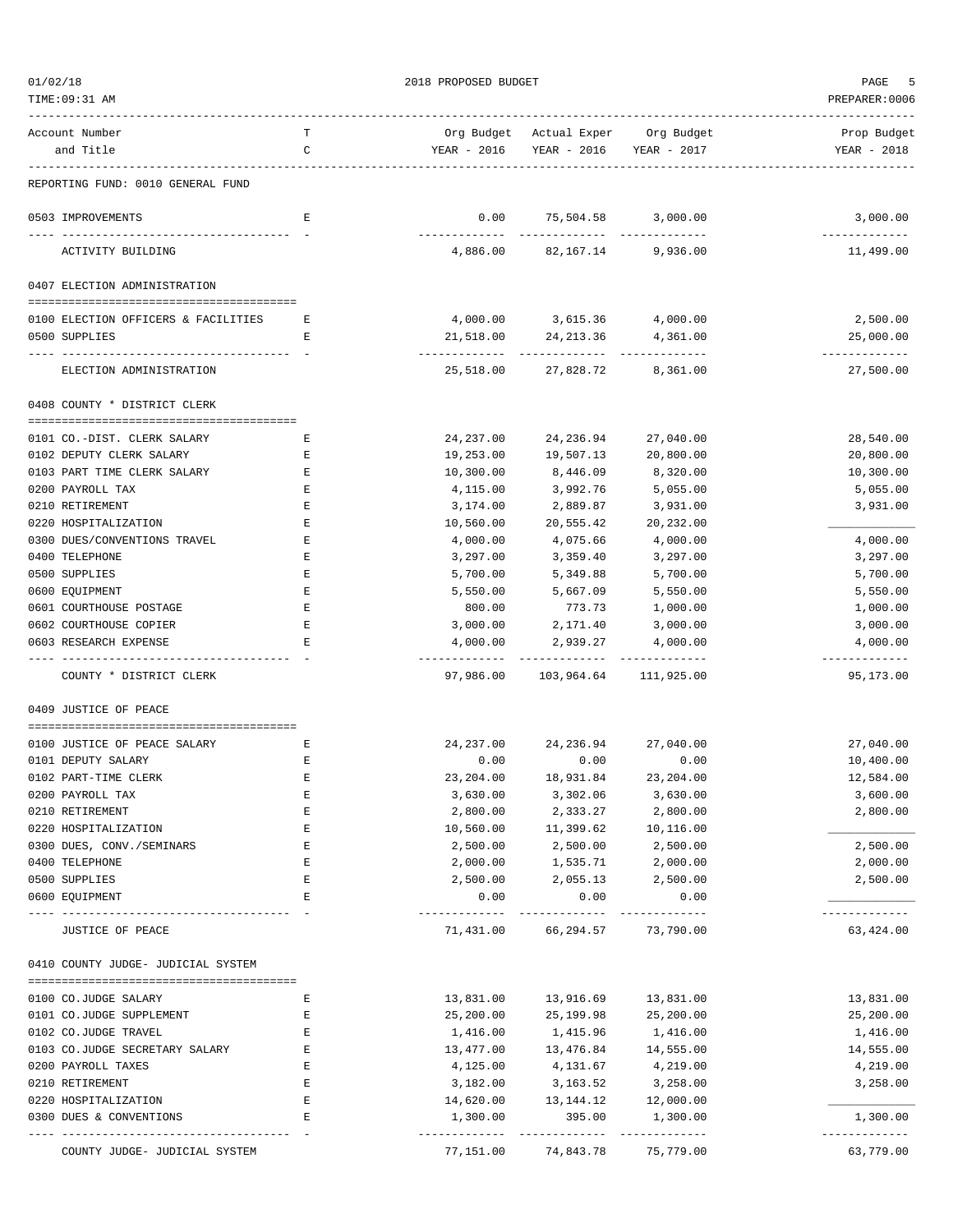REPORTING FUND: 0010 GENERAL FUND

| Account Number and Title | TC | Org Budget YEAR - 2016 | Actual Exper YEAR - 2016 | Org Budget YEAR - 2017 | Prop Budget YEAR - 2018 |
|---|---|---|---|---|---|
| 0503 IMPROVEMENTS | E | 0.00 | 75,504.58 | 3,000.00 | 3,000.00 |
| ACTIVITY BUILDING | | 4,886.00 | 82,167.14 | 9,936.00 | 11,499.00 |
| **0407 ELECTION ADMINISTRATION** | | | | | |
| 0100 ELECTION OFFICERS & FACILITIES | E | 4,000.00 | 3,615.36 | 4,000.00 | 2,500.00 |
| 0500 SUPPLIES | E | 21,518.00 | 24,213.36 | 4,361.00 | 25,000.00 |
| ELECTION ADMINISTRATION | | 25,518.00 | 27,828.72 | 8,361.00 | 27,500.00 |
| **0408 COUNTY * DISTRICT CLERK** | | | | | |
| 0101 CO.-DIST. CLERK SALARY | E | 24,237.00 | 24,236.94 | 27,040.00 | 28,540.00 |
| 0102 DEPUTY CLERK SALARY | E | 19,253.00 | 19,507.13 | 20,800.00 | 20,800.00 |
| 0103 PART TIME CLERK SALARY | E | 10,300.00 | 8,446.09 | 8,320.00 | 10,300.00 |
| 0200 PAYROLL TAX | E | 4,115.00 | 3,992.76 | 5,055.00 | 5,055.00 |
| 0210 RETIREMENT | E | 3,174.00 | 2,889.87 | 3,931.00 | 3,931.00 |
| 0220 HOSPITALIZATION | E | 10,560.00 | 20,555.42 | 20,232.00 | ____________ |
| 0300 DUES/CONVENTIONS TRAVEL | E | 4,000.00 | 4,075.66 | 4,000.00 | 4,000.00 |
| 0400 TELEPHONE | E | 3,297.00 | 3,359.40 | 3,297.00 | 3,297.00 |
| 0500 SUPPLIES | E | 5,700.00 | 5,349.88 | 5,700.00 | 5,700.00 |
| 0600 EQUIPMENT | E | 5,550.00 | 5,667.09 | 5,550.00 | 5,550.00 |
| 0601 COURTHOUSE POSTAGE | E | 800.00 | 773.73 | 1,000.00 | 1,000.00 |
| 0602 COURTHOUSE COPIER | E | 3,000.00 | 2,171.40 | 3,000.00 | 3,000.00 |
| 0603 RESEARCH EXPENSE | E | 4,000.00 | 2,939.27 | 4,000.00 | 4,000.00 |
| COUNTY * DISTRICT CLERK | | 97,986.00 | 103,964.64 | 111,925.00 | 95,173.00 |
| **0409 JUSTICE OF PEACE** | | | | | |
| 0100 JUSTICE OF PEACE SALARY | E | 24,237.00 | 24,236.94 | 27,040.00 | 27,040.00 |
| 0101 DEPUTY SALARY | E | 0.00 | 0.00 | 0.00 | 10,400.00 |
| 0102 PART-TIME CLERK | E | 23,204.00 | 18,931.84 | 23,204.00 | 12,584.00 |
| 0200 PAYROLL TAX | E | 3,630.00 | 3,302.06 | 3,630.00 | 3,600.00 |
| 0210 RETIREMENT | E | 2,800.00 | 2,333.27 | 2,800.00 | 2,800.00 |
| 0220 HOSPITALIZATION | E | 10,560.00 | 11,399.62 | 10,116.00 | ____________ |
| 0300 DUES, CONV./SEMINARS | E | 2,500.00 | 2,500.00 | 2,500.00 | 2,500.00 |
| 0400 TELEPHONE | E | 2,000.00 | 1,535.71 | 2,000.00 | 2,000.00 |
| 0500 SUPPLIES | E | 2,500.00 | 2,055.13 | 2,500.00 | 2,500.00 |
| 0600 EQUIPMENT | E | 0.00 | 0.00 | 0.00 | ____________ |
| JUSTICE OF PEACE | | 71,431.00 | 66,294.57 | 73,790.00 | 63,424.00 |
| **0410 COUNTY JUDGE- JUDICIAL SYSTEM** | | | | | |
| 0100 CO.JUDGE SALARY | E | 13,831.00 | 13,916.69 | 13,831.00 | 13,831.00 |
| 0101 CO.JUDGE SUPPLEMENT | E | 25,200.00 | 25,199.98 | 25,200.00 | 25,200.00 |
| 0102 CO.JUDGE TRAVEL | E | 1,416.00 | 1,415.96 | 1,416.00 | 1,416.00 |
| 0103 CO.JUDGE SECRETARY SALARY | E | 13,477.00 | 13,476.84 | 14,555.00 | 14,555.00 |
| 0200 PAYROLL TAXES | E | 4,125.00 | 4,131.67 | 4,219.00 | 4,219.00 |
| 0210 RETIREMENT | E | 3,182.00 | 3,163.52 | 3,258.00 | 3,258.00 |
| 0220 HOSPITALIZATION | E | 14,620.00 | 13,144.12 | 12,000.00 | ____________ |
| 0300 DUES & CONVENTIONS | E | 1,300.00 | 395.00 | 1,300.00 | 1,300.00 |
| COUNTY JUDGE- JUDICIAL SYSTEM | | 77,151.00 | 74,843.78 | 75,779.00 | 63,779.00 |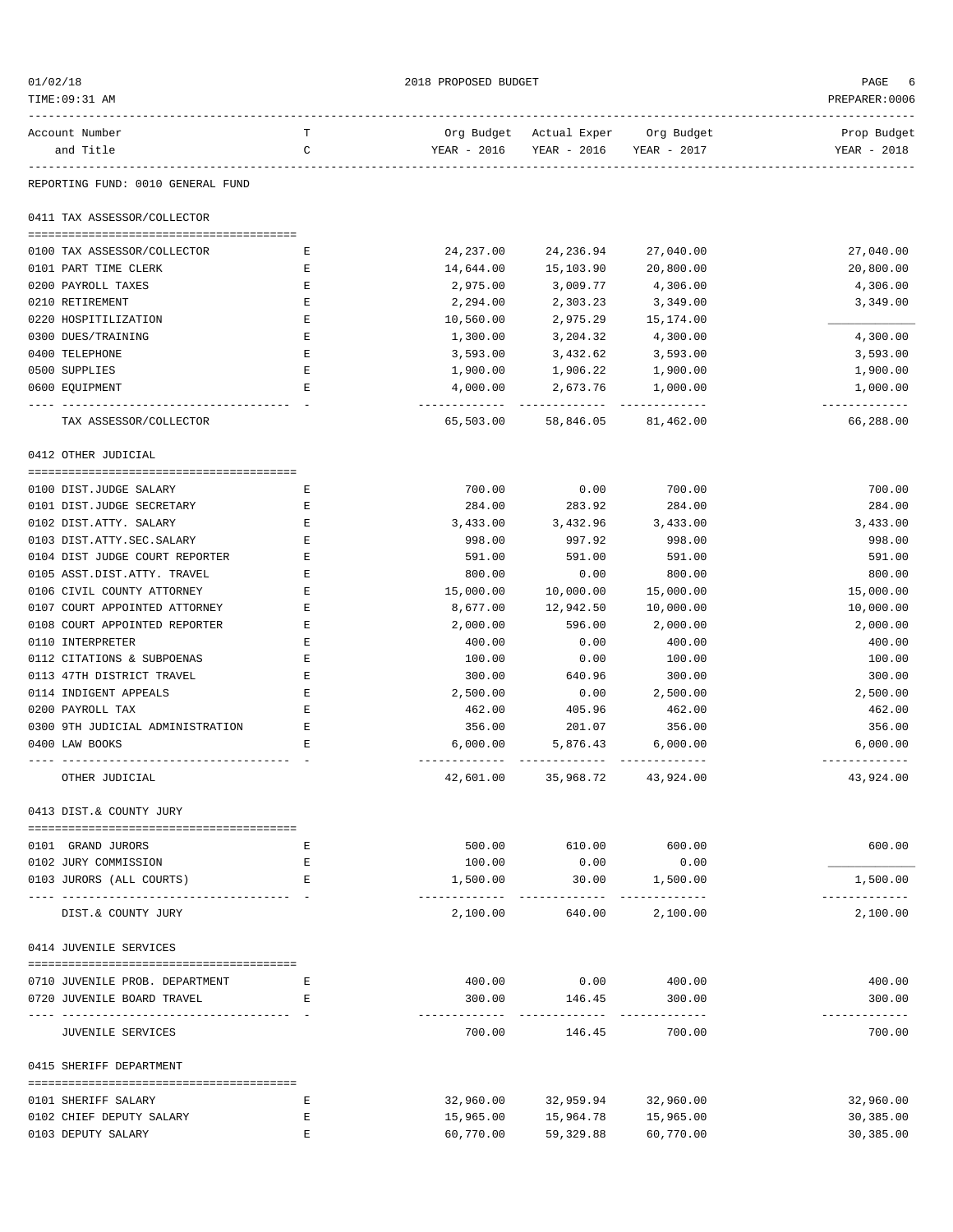REPORTING FUND: 0010 GENERAL FUND

| Account Number and Title | TC | Org Budget YEAR - 2016 | Actual Exper YEAR - 2016 | Org Budget YEAR - 2017 | Prop Budget YEAR - 2018 |
|---|---|---|---|---|---|
| **0411 TAX ASSESSOR/COLLECTOR** | | | | | |
| 0100 TAX ASSESSOR/COLLECTOR | E | 24,237.00 | 24,236.94 | 27,040.00 | 27,040.00 |
| 0101 PART TIME CLERK | E | 14,644.00 | 15,103.90 | 20,800.00 | 20,800.00 |
| 0200 PAYROLL TAXES | E | 2,975.00 | 3,009.77 | 4,306.00 | 4,306.00 |
| 0210 RETIREMENT | E | 2,294.00 | 2,303.23 | 3,349.00 | 3,349.00 |
| 0220 HOSPITILIZATION | E | 10,560.00 | 2,975.29 | 15,174.00 | ____________ |
| 0300 DUES/TRAINING | E | 1,300.00 | 3,204.32 | 4,300.00 | 4,300.00 |
| 0400 TELEPHONE | E | 3,593.00 | 3,432.62 | 3,593.00 | 3,593.00 |
| 0500 SUPPLIES | E | 1,900.00 | 1,906.22 | 1,900.00 | 1,900.00 |
| 0600 EQUIPMENT | E | 4,000.00 | 2,673.76 | 1,000.00 | 1,000.00 |
| TAX ASSESSOR/COLLECTOR | | 65,503.00 | 58,846.05 | 81,462.00 | 66,288.00 |
| **0412 OTHER JUDICIAL** | | | | | |
| 0100 DIST.JUDGE SALARY | E | 700.00 | 0.00 | 700.00 | 700.00 |
| 0101 DIST.JUDGE SECRETARY | E | 284.00 | 283.92 | 284.00 | 284.00 |
| 0102 DIST.ATTY. SALARY | E | 3,433.00 | 3,432.96 | 3,433.00 | 3,433.00 |
| 0103 DIST.ATTY.SEC.SALARY | E | 998.00 | 997.92 | 998.00 | 998.00 |
| 0104 DIST JUDGE COURT REPORTER | E | 591.00 | 591.00 | 591.00 | 591.00 |
| 0105 ASST.DIST.ATTY. TRAVEL | E | 800.00 | 0.00 | 800.00 | 800.00 |
| 0106 CIVIL COUNTY ATTORNEY | E | 15,000.00 | 10,000.00 | 15,000.00 | 15,000.00 |
| 0107 COURT APPOINTED ATTORNEY | E | 8,677.00 | 12,942.50 | 10,000.00 | 10,000.00 |
| 0108 COURT APPOINTED REPORTER | E | 2,000.00 | 596.00 | 2,000.00 | 2,000.00 |
| 0110 INTERPRETER | E | 400.00 | 0.00 | 400.00 | 400.00 |
| 0112 CITATIONS & SUBPOENAS | E | 100.00 | 0.00 | 100.00 | 100.00 |
| 0113 47TH DISTRICT TRAVEL | E | 300.00 | 640.96 | 300.00 | 300.00 |
| 0114 INDIGENT APPEALS | E | 2,500.00 | 0.00 | 2,500.00 | 2,500.00 |
| 0200 PAYROLL TAX | E | 462.00 | 405.96 | 462.00 | 462.00 |
| 0300 9TH JUDICIAL ADMINISTRATION | E | 356.00 | 201.07 | 356.00 | 356.00 |
| 0400 LAW BOOKS | E | 6,000.00 | 5,876.43 | 6,000.00 | 6,000.00 |
| OTHER JUDICIAL | | 42,601.00 | 35,968.72 | 43,924.00 | 43,924.00 |
| **0413 DIST.& COUNTY JURY** | | | | | |
| 0101 GRAND JURORS | E | 500.00 | 610.00 | 600.00 | 600.00 |
| 0102 JURY COMMISSION | E | 100.00 | 0.00 | 0.00 | ____________ |
| 0103 JURORS (ALL COURTS) | E | 1,500.00 | 30.00 | 1,500.00 | 1,500.00 |
| DIST.& COUNTY JURY | | 2,100.00 | 640.00 | 2,100.00 | 2,100.00 |
| **0414 JUVENILE SERVICES** | | | | | |
| 0710 JUVENILE PROB. DEPARTMENT | E | 400.00 | 0.00 | 400.00 | 400.00 |
| 0720 JUVENILE BOARD TRAVEL | E | 300.00 | 146.45 | 300.00 | 300.00 |
| JUVENILE SERVICES | | 700.00 | 146.45 | 700.00 | 700.00 |
| **0415 SHERIFF DEPARTMENT** | | | | | |
| 0101 SHERIFF SALARY | E | 32,960.00 | 32,959.94 | 32,960.00 | 32,960.00 |
| 0102 CHIEF DEPUTY SALARY | E | 15,965.00 | 15,964.78 | 15,965.00 | 30,385.00 |
| 0103 DEPUTY SALARY | E | 60,770.00 | 59,329.88 | 60,770.00 | 30,385.00 |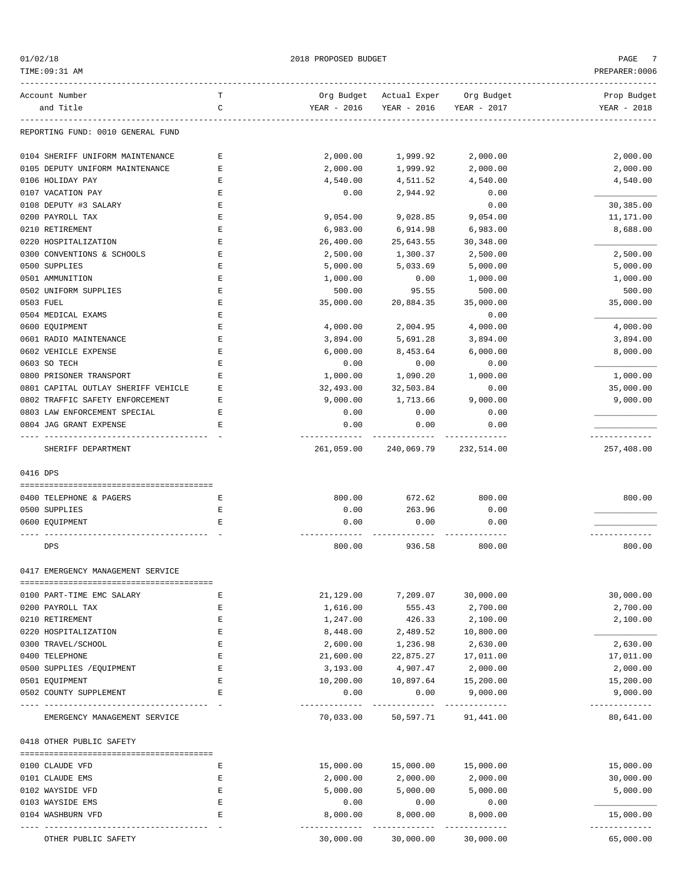REPORTING FUND: 0010 GENERAL FUND

| Account Number and Title | TC | Org Budget YEAR - 2016 | Actual Exper YEAR - 2016 | Org Budget YEAR - 2017 | Prop Budget YEAR - 2018 |
|---|---|---|---|---|---|
| 0104 SHERIFF UNIFORM MAINTENANCE | E | 2,000.00 | 1,999.92 | 2,000.00 | 2,000.00 |
| 0105 DEPUTY UNIFORM MAINTENANCE | E | 2,000.00 | 1,999.92 | 2,000.00 | 2,000.00 |
| 0106 HOLIDAY PAY | E | 4,540.00 | 4,511.52 | 4,540.00 | 4,540.00 |
| 0107 VACATION PAY | E | 0.00 | 2,944.92 | 0.00 | |
| 0108 DEPUTY #3 SALARY | E | | | 0.00 | 30,385.00 |
| 0200 PAYROLL TAX | E | 9,054.00 | 9,028.85 | 9,054.00 | 11,171.00 |
| 0210 RETIREMENT | E | 6,983.00 | 6,914.98 | 6,983.00 | 8,688.00 |
| 0220 HOSPITALIZATION | E | 26,400.00 | 25,643.55 | 30,348.00 | |
| 0300 CONVENTIONS & SCHOOLS | E | 2,500.00 | 1,300.37 | 2,500.00 | 2,500.00 |
| 0500 SUPPLIES | E | 5,000.00 | 5,033.69 | 5,000.00 | 5,000.00 |
| 0501 AMMUNITION | E | 1,000.00 | 0.00 | 1,000.00 | 1,000.00 |
| 0502 UNIFORM SUPPLIES | E | 500.00 | 95.55 | 500.00 | 500.00 |
| 0503 FUEL | E | 35,000.00 | 20,884.35 | 35,000.00 | 35,000.00 |
| 0504 MEDICAL EXAMS | E | | | 0.00 | |
| 0600 EQUIPMENT | E | 4,000.00 | 2,004.95 | 4,000.00 | 4,000.00 |
| 0601 RADIO MAINTENANCE | E | 3,894.00 | 5,691.28 | 3,894.00 | 3,894.00 |
| 0602 VEHICLE EXPENSE | E | 6,000.00 | 8,453.64 | 6,000.00 | 8,000.00 |
| 0603 SO TECH | E | 0.00 | 0.00 | 0.00 | |
| 0800 PRISONER TRANSPORT | E | 1,000.00 | 1,090.20 | 1,000.00 | 1,000.00 |
| 0801 CAPITAL OUTLAY SHERIFF VEHICLE | E | 32,493.00 | 32,503.84 | 0.00 | 35,000.00 |
| 0802 TRAFFIC SAFETY ENFORCEMENT | E | 9,000.00 | 1,713.66 | 9,000.00 | 9,000.00 |
| 0803 LAW ENFORCEMENT SPECIAL | E | 0.00 | 0.00 | 0.00 | |
| 0804 JAG GRANT EXPENSE | E | 0.00 | 0.00 | 0.00 | |
| SHERIFF DEPARTMENT | | 261,059.00 | 240,069.79 | 232,514.00 | 257,408.00 |

0416 DPS

| Account Number and Title | TC | Org Budget YEAR - 2016 | Actual Exper YEAR - 2016 | Org Budget YEAR - 2017 | Prop Budget YEAR - 2018 |
|---|---|---|---|---|---|
| 0400 TELEPHONE & PAGERS | E | 800.00 | 672.62 | 800.00 | 800.00 |
| 0500 SUPPLIES | E | 0.00 | 263.96 | 0.00 | |
| 0600 EQUIPMENT | E | 0.00 | 0.00 | 0.00 | |
| DPS | | 800.00 | 936.58 | 800.00 | 800.00 |

0417 EMERGENCY MANAGEMENT SERVICE

| Account Number and Title | TC | Org Budget YEAR - 2016 | Actual Exper YEAR - 2016 | Org Budget YEAR - 2017 | Prop Budget YEAR - 2018 |
|---|---|---|---|---|---|
| 0100 PART-TIME EMC SALARY | E | 21,129.00 | 7,209.07 | 30,000.00 | 30,000.00 |
| 0200 PAYROLL TAX | E | 1,616.00 | 555.43 | 2,700.00 | 2,700.00 |
| 0210 RETIREMENT | E | 1,247.00 | 426.33 | 2,100.00 | 2,100.00 |
| 0220 HOSPITALIZATION | E | 8,448.00 | 2,489.52 | 10,800.00 | |
| 0300 TRAVEL/SCHOOL | E | 2,600.00 | 1,236.98 | 2,630.00 | 2,630.00 |
| 0400 TELEPHONE | E | 21,600.00 | 22,875.27 | 17,011.00 | 17,011.00 |
| 0500 SUPPLIES /EQUIPMENT | E | 3,193.00 | 4,907.47 | 2,000.00 | 2,000.00 |
| 0501 EQUIPMENT | E | 10,200.00 | 10,897.64 | 15,200.00 | 15,200.00 |
| 0502 COUNTY SUPPLEMENT | E | 0.00 | 0.00 | 9,000.00 | 9,000.00 |
| EMERGENCY MANAGEMENT SERVICE | | 70,033.00 | 50,597.71 | 91,441.00 | 80,641.00 |

0418 OTHER PUBLIC SAFETY

| Account Number and Title | TC | Org Budget YEAR - 2016 | Actual Exper YEAR - 2016 | Org Budget YEAR - 2017 | Prop Budget YEAR - 2018 |
|---|---|---|---|---|---|
| 0100 CLAUDE VFD | E | 15,000.00 | 15,000.00 | 15,000.00 | 15,000.00 |
| 0101 CLAUDE EMS | E | 2,000.00 | 2,000.00 | 2,000.00 | 30,000.00 |
| 0102 WAYSIDE VFD | E | 5,000.00 | 5,000.00 | 5,000.00 | 5,000.00 |
| 0103 WAYSIDE EMS | E | 0.00 | 0.00 | 0.00 | |
| 0104 WASHBURN VFD | E | 8,000.00 | 8,000.00 | 8,000.00 | 15,000.00 |
| OTHER PUBLIC SAFETY | | 30,000.00 | 30,000.00 | 30,000.00 | 65,000.00 |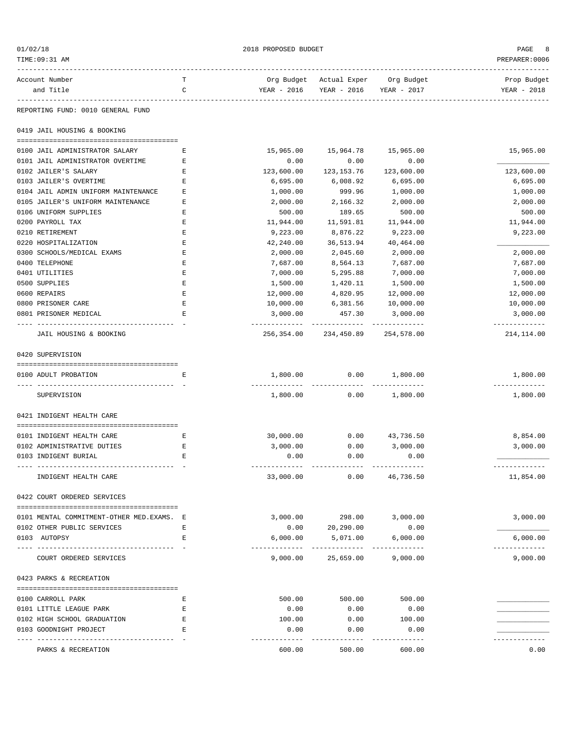REPORTING FUND: 0010 GENERAL FUND

| Account Number and Title | TC | Org Budget YEAR - 2016 | Actual Exper YEAR - 2016 | Org Budget YEAR - 2017 | Prop Budget YEAR - 2018 |
|---|---|---|---|---|---|
| **0419 JAIL HOUSING & BOOKING** | | | | | |
| 0100 JAIL ADMINISTRATOR SALARY | E | 15,965.00 | 15,964.78 | 15,965.00 | 15,965.00 |
| 0101 JAIL ADMINISTRATOR OVERTIME | E | 0.00 | 0.00 | 0.00 | ____________ |
| 0102 JAILER'S SALARY | E | 123,600.00 | 123,153.76 | 123,600.00 | 123,600.00 |
| 0103 JAILER'S OVERTIME | E | 6,695.00 | 6,008.92 | 6,695.00 | 6,695.00 |
| 0104 JAIL ADMIN UNIFORM MAINTENANCE | E | 1,000.00 | 999.96 | 1,000.00 | 1,000.00 |
| 0105 JAILER'S UNIFORM MAINTENANCE | E | 2,000.00 | 2,166.32 | 2,000.00 | 2,000.00 |
| 0106 UNIFORM SUPPLIES | E | 500.00 | 189.65 | 500.00 | 500.00 |
| 0200 PAYROLL TAX | E | 11,944.00 | 11,591.81 | 11,944.00 | 11,944.00 |
| 0210 RETIREMENT | E | 9,223.00 | 8,876.22 | 9,223.00 | 9,223.00 |
| 0220 HOSPITALIZATION | E | 42,240.00 | 36,513.94 | 40,464.00 | ____________ |
| 0300 SCHOOLS/MEDICAL EXAMS | E | 2,000.00 | 2,045.60 | 2,000.00 | 2,000.00 |
| 0400 TELEPHONE | E | 7,687.00 | 8,564.13 | 7,687.00 | 7,687.00 |
| 0401 UTILITIES | E | 7,000.00 | 5,295.88 | 7,000.00 | 7,000.00 |
| 0500 SUPPLIES | E | 1,500.00 | 1,420.11 | 1,500.00 | 1,500.00 |
| 0600 REPAIRS | E | 12,000.00 | 4,820.95 | 12,000.00 | 12,000.00 |
| 0800 PRISONER CARE | E | 10,000.00 | 6,381.56 | 10,000.00 | 10,000.00 |
| 0801 PRISONER MEDICAL | E | 3,000.00 | 457.30 | 3,000.00 | 3,000.00 |
| JAIL HOUSING & BOOKING | | 256,354.00 | 234,450.89 | 254,578.00 | 214,114.00 |
| **0420 SUPERVISION** | | | | | |
| 0100 ADULT PROBATION | E | 1,800.00 | 0.00 | 1,800.00 | 1,800.00 |
| SUPERVISION | | 1,800.00 | 0.00 | 1,800.00 | 1,800.00 |
| **0421 INDIGENT HEALTH CARE** | | | | | |
| 0101 INDIGENT HEALTH CARE | E | 30,000.00 | 0.00 | 43,736.50 | 8,854.00 |
| 0102 ADMINISTRATIVE DUTIES | E | 3,000.00 | 0.00 | 3,000.00 | 3,000.00 |
| 0103 INDIGENT BURIAL | E | 0.00 | 0.00 | 0.00 | ____________ |
| INDIGENT HEALTH CARE | | 33,000.00 | 0.00 | 46,736.50 | 11,854.00 |
| **0422 COURT ORDERED SERVICES** | | | | | |
| 0101 MENTAL COMMITMENT-OTHER MED.EXAMS. | E | 3,000.00 | 298.00 | 3,000.00 | 3,000.00 |
| 0102 OTHER PUBLIC SERVICES | E | 0.00 | 20,290.00 | 0.00 | ____________ |
| 0103 AUTOPSY | E | 6,000.00 | 5,071.00 | 6,000.00 | 6,000.00 |
| COURT ORDERED SERVICES | | 9,000.00 | 25,659.00 | 9,000.00 | 9,000.00 |
| **0423 PARKS & RECREATION** | | | | | |
| 0100 CARROLL PARK | E | 500.00 | 500.00 | 500.00 | ____________ |
| 0101 LITTLE LEAGUE PARK | E | 0.00 | 0.00 | 0.00 | ____________ |
| 0102 HIGH SCHOOL GRADUATION | E | 100.00 | 0.00 | 100.00 | ____________ |
| 0103 GOODNIGHT PROJECT | E | 0.00 | 0.00 | 0.00 | ____________ |
| PARKS & RECREATION | | 600.00 | 500.00 | 600.00 | 0.00 |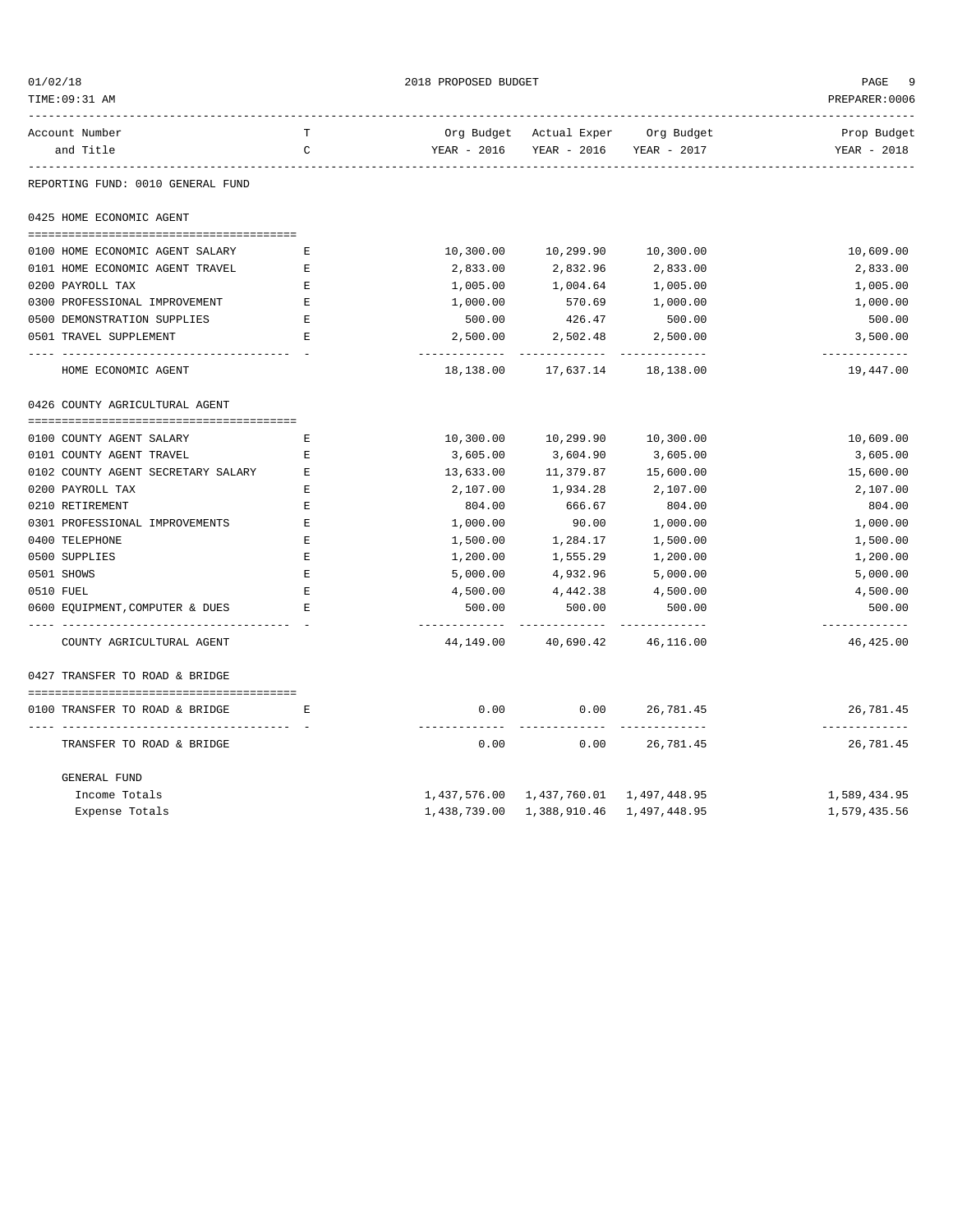## 2018 PROPOSED BUDGET

| Account Number and Title | TC | Org Budget YEAR - 2016 | Actual Exper YEAR - 2016 | Org Budget YEAR - 2017 | Prop Budget YEAR - 2018 |
|---|---|---|---|---|---|

REPORTING FUND: 0010 GENERAL FUND

### 0425 HOME ECONOMIC AGENT

| Account Number and Title | TC | Org Budget YEAR - 2016 | Actual Exper YEAR - 2016 | Org Budget YEAR - 2017 | Prop Budget YEAR - 2018 |
|---|---|---|---|---|---|
| 0100 HOME ECONOMIC AGENT SALARY | E | 10,300.00 | 10,299.90 | 10,300.00 | 10,609.00 |
| 0101 HOME ECONOMIC AGENT TRAVEL | E | 2,833.00 | 2,832.96 | 2,833.00 | 2,833.00 |
| 0200 PAYROLL TAX | E | 1,005.00 | 1,004.64 | 1,005.00 | 1,005.00 |
| 0300 PROFESSIONAL IMPROVEMENT | E | 1,000.00 | 570.69 | 1,000.00 | 1,000.00 |
| 0500 DEMONSTRATION SUPPLIES | E | 500.00 | 426.47 | 500.00 | 500.00 |
| 0501 TRAVEL SUPPLEMENT | E | 2,500.00 | 2,502.48 | 2,500.00 | 3,500.00 |
| HOME ECONOMIC AGENT | | 18,138.00 | 17,637.14 | 18,138.00 | 19,447.00 |

### 0426 COUNTY AGRICULTURAL AGENT

| Account Number and Title | TC | Org Budget YEAR - 2016 | Actual Exper YEAR - 2016 | Org Budget YEAR - 2017 | Prop Budget YEAR - 2018 |
|---|---|---|---|---|---|
| 0100 COUNTY AGENT SALARY | E | 10,300.00 | 10,299.90 | 10,300.00 | 10,609.00 |
| 0101 COUNTY AGENT TRAVEL | E | 3,605.00 | 3,604.90 | 3,605.00 | 3,605.00 |
| 0102 COUNTY AGENT SECRETARY SALARY | E | 13,633.00 | 11,379.87 | 15,600.00 | 15,600.00 |
| 0200 PAYROLL TAX | E | 2,107.00 | 1,934.28 | 2,107.00 | 2,107.00 |
| 0210 RETIREMENT | E | 804.00 | 666.67 | 804.00 | 804.00 |
| 0301 PROFESSIONAL IMPROVEMENTS | E | 1,000.00 | 90.00 | 1,000.00 | 1,000.00 |
| 0400 TELEPHONE | E | 1,500.00 | 1,284.17 | 1,500.00 | 1,500.00 |
| 0500 SUPPLIES | E | 1,200.00 | 1,555.29 | 1,200.00 | 1,200.00 |
| 0501 SHOWS | E | 5,000.00 | 4,932.96 | 5,000.00 | 5,000.00 |
| 0510 FUEL | E | 4,500.00 | 4,442.38 | 4,500.00 | 4,500.00 |
| 0600 EQUIPMENT,COMPUTER & DUES | E | 500.00 | 500.00 | 500.00 | 500.00 |
| COUNTY AGRICULTURAL AGENT | | 44,149.00 | 40,690.42 | 46,116.00 | 46,425.00 |

### 0427 TRANSFER TO ROAD & BRIDGE

| Account Number and Title | TC | Org Budget YEAR - 2016 | Actual Exper YEAR - 2016 | Org Budget YEAR - 2017 | Prop Budget YEAR - 2018 |
|---|---|---|---|---|---|
| 0100 TRANSFER TO ROAD & BRIDGE | E | 0.00 | 0.00 | 26,781.45 | 26,781.45 |
| TRANSFER TO ROAD & BRIDGE | | 0.00 | 0.00 | 26,781.45 | 26,781.45 |

### GENERAL FUND

| | | Org Budget YEAR - 2016 | Actual Exper YEAR - 2016 | Org Budget YEAR - 2017 | Prop Budget YEAR - 2018 |
|---|---|---|---|---|---|
| Income Totals | | 1,437,576.00 | 1,437,760.01 | 1,497,448.95 | 1,589,434.95 |
| Expense Totals | | 1,438,739.00 | 1,388,910.46 | 1,497,448.95 | 1,579,435.56 |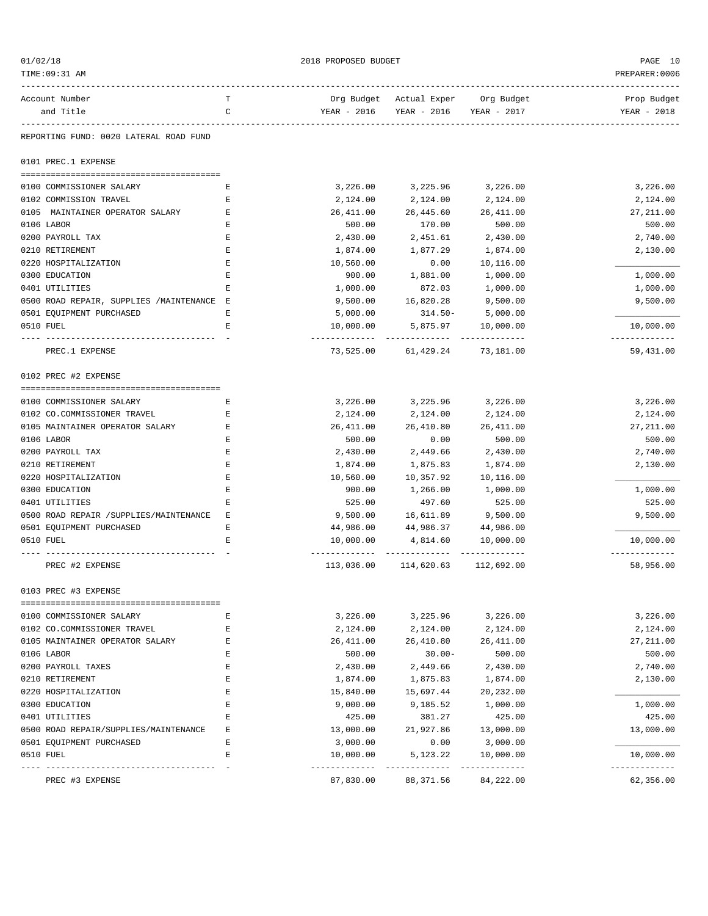2018 PROPOSED BUDGET

01/02/18
TIME:09:31 AM

PREPARER:0006

REPORTING FUND: 0020 LATERAL ROAD FUND

## 0101 PREC.1 EXPENSE

| Account Number and Title | TC | Org Budget YEAR - 2016 | Actual Exper YEAR - 2016 | Org Budget YEAR - 2017 | Prop Budget YEAR - 2018 |
|---|---|---|---|---|---|
| 0100 COMMISSIONER SALARY | E | 3,226.00 | 3,225.96 | 3,226.00 | 3,226.00 |
| 0102 COMMISSION TRAVEL | E | 2,124.00 | 2,124.00 | 2,124.00 | 2,124.00 |
| 0105 MAINTAINER OPERATOR SALARY | E | 26,411.00 | 26,445.60 | 26,411.00 | 27,211.00 |
| 0106 LABOR | E | 500.00 | 170.00 | 500.00 | 500.00 |
| 0200 PAYROLL TAX | E | 2,430.00 | 2,451.61 | 2,430.00 | 2,740.00 |
| 0210 RETIREMENT | E | 1,874.00 | 1,877.29 | 1,874.00 | 2,130.00 |
| 0220 HOSPITALIZATION | E | 10,560.00 | 0.00 | 10,116.00 | |
| 0300 EDUCATION | E | 900.00 | 1,881.00 | 1,000.00 | 1,000.00 |
| 0401 UTILITIES | E | 1,000.00 | 872.03 | 1,000.00 | 1,000.00 |
| 0500 ROAD REPAIR, SUPPLIES /MAINTENANCE | E | 9,500.00 | 16,820.28 | 9,500.00 | 9,500.00 |
| 0501 EQUIPMENT PURCHASED | E | 5,000.00 | 314.50- | 5,000.00 | |
| 0510 FUEL | E | 10,000.00 | 5,875.97 | 10,000.00 | 10,000.00 |
| PREC.1 EXPENSE | | 73,525.00 | 61,429.24 | 73,181.00 | 59,431.00 |

## 0102 PREC #2 EXPENSE

| Account Number and Title | TC | Org Budget YEAR - 2016 | Actual Exper YEAR - 2016 | Org Budget YEAR - 2017 | Prop Budget YEAR - 2018 |
|---|---|---|---|---|---|
| 0100 COMMISSIONER SALARY | E | 3,226.00 | 3,225.96 | 3,226.00 | 3,226.00 |
| 0102 CO.COMMISSIONER TRAVEL | E | 2,124.00 | 2,124.00 | 2,124.00 | 2,124.00 |
| 0105 MAINTAINER OPERATOR SALARY | E | 26,411.00 | 26,410.80 | 26,411.00 | 27,211.00 |
| 0106 LABOR | E | 500.00 | 0.00 | 500.00 | 500.00 |
| 0200 PAYROLL TAX | E | 2,430.00 | 2,449.66 | 2,430.00 | 2,740.00 |
| 0210 RETIREMENT | E | 1,874.00 | 1,875.83 | 1,874.00 | 2,130.00 |
| 0220 HOSPITALIZATION | E | 10,560.00 | 10,357.92 | 10,116.00 | |
| 0300 EDUCATION | E | 900.00 | 1,266.00 | 1,000.00 | 1,000.00 |
| 0401 UTILITIES | E | 525.00 | 497.60 | 525.00 | 525.00 |
| 0500 ROAD REPAIR /SUPPLIES/MAINTENANCE | E | 9,500.00 | 16,611.89 | 9,500.00 | 9,500.00 |
| 0501 EQUIPMENT PURCHASED | E | 44,986.00 | 44,986.37 | 44,986.00 | |
| 0510 FUEL | E | 10,000.00 | 4,814.60 | 10,000.00 | 10,000.00 |
| PREC #2 EXPENSE | | 113,036.00 | 114,620.63 | 112,692.00 | 58,956.00 |

## 0103 PREC #3 EXPENSE

| Account Number and Title | TC | Org Budget YEAR - 2016 | Actual Exper YEAR - 2016 | Org Budget YEAR - 2017 | Prop Budget YEAR - 2018 |
|---|---|---|---|---|---|
| 0100 COMMISSIONER SALARY | E | 3,226.00 | 3,225.96 | 3,226.00 | 3,226.00 |
| 0102 CO.COMMISSIONER TRAVEL | E | 2,124.00 | 2,124.00 | 2,124.00 | 2,124.00 |
| 0105 MAINTAINER OPERATOR SALARY | E | 26,411.00 | 26,410.80 | 26,411.00 | 27,211.00 |
| 0106 LABOR | E | 500.00 | 30.00- | 500.00 | 500.00 |
| 0200 PAYROLL TAXES | E | 2,430.00 | 2,449.66 | 2,430.00 | 2,740.00 |
| 0210 RETIREMENT | E | 1,874.00 | 1,875.83 | 1,874.00 | 2,130.00 |
| 0220 HOSPITALIZATION | E | 15,840.00 | 15,697.44 | 20,232.00 | |
| 0300 EDUCATION | E | 9,000.00 | 9,185.52 | 1,000.00 | 1,000.00 |
| 0401 UTILITIES | E | 425.00 | 381.27 | 425.00 | 425.00 |
| 0500 ROAD REPAIR/SUPPLIES/MAINTENANCE | E | 13,000.00 | 21,927.86 | 13,000.00 | 13,000.00 |
| 0501 EQUIPMENT PURCHASED | E | 3,000.00 | 0.00 | 3,000.00 | |
| 0510 FUEL | E | 10,000.00 | 5,123.22 | 10,000.00 | 10,000.00 |
| PREC #3 EXPENSE | | 87,830.00 | 88,371.56 | 84,222.00 | 62,356.00 |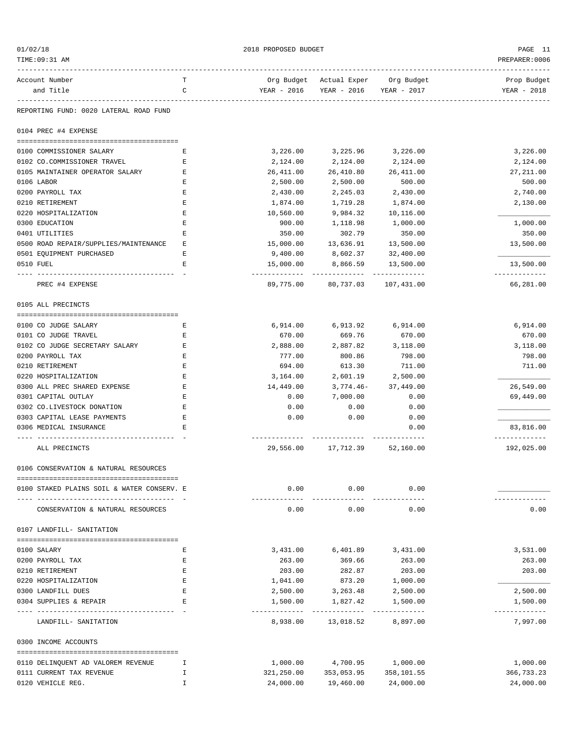REPORTING FUND: 0020 LATERAL ROAD FUND

| Account Number and Title | TC | Org Budget YEAR - 2016 | Actual Exper YEAR - 2016 | Org Budget YEAR - 2017 | Prop Budget YEAR - 2018 |
|---|---|---|---|---|---|
| **0104 PREC #4 EXPENSE** | | | | | |
| 0100 COMMISSIONER SALARY | E | 3,226.00 | 3,225.96 | 3,226.00 | 3,226.00 |
| 0102 CO.COMMISSIONER TRAVEL | E | 2,124.00 | 2,124.00 | 2,124.00 | 2,124.00 |
| 0105 MAINTAINER OPERATOR SALARY | E | 26,411.00 | 26,410.80 | 26,411.00 | 27,211.00 |
| 0106 LABOR | E | 2,500.00 | 2,500.00 | 500.00 | 500.00 |
| 0200 PAYROLL TAX | E | 2,430.00 | 2,245.03 | 2,430.00 | 2,740.00 |
| 0210 RETIREMENT | E | 1,874.00 | 1,719.28 | 1,874.00 | 2,130.00 |
| 0220 HOSPITALIZATION | E | 10,560.00 | 9,984.32 | 10,116.00 | |
| 0300 EDUCATION | E | 900.00 | 1,118.98 | 1,000.00 | 1,000.00 |
| 0401 UTILITIES | E | 350.00 | 302.79 | 350.00 | 350.00 |
| 0500 ROAD REPAIR/SUPPLIES/MAINTENANCE | E | 15,000.00 | 13,636.91 | 13,500.00 | 13,500.00 |
| 0501 EQUIPMENT PURCHASED | E | 9,400.00 | 8,602.37 | 32,400.00 | |
| 0510 FUEL | E | 15,000.00 | 8,866.59 | 13,500.00 | 13,500.00 |
| PREC #4 EXPENSE | | 89,775.00 | 80,737.03 | 107,431.00 | 66,281.00 |
| **0105 ALL PRECINCTS** | | | | | |
| 0100 CO JUDGE SALARY | E | 6,914.00 | 6,913.92 | 6,914.00 | 6,914.00 |
| 0101 CO JUDGE TRAVEL | E | 670.00 | 669.76 | 670.00 | 670.00 |
| 0102 CO JUDGE SECRETARY SALARY | E | 2,888.00 | 2,887.82 | 3,118.00 | 3,118.00 |
| 0200 PAYROLL TAX | E | 777.00 | 800.86 | 798.00 | 798.00 |
| 0210 RETIREMENT | E | 694.00 | 613.30 | 711.00 | 711.00 |
| 0220 HOSPITALIZATION | E | 3,164.00 | 2,601.19 | 2,500.00 | |
| 0300 ALL PREC SHARED EXPENSE | E | 14,449.00 | 3,774.46- | 37,449.00 | 26,549.00 |
| 0301 CAPITAL OUTLAY | E | 0.00 | 7,000.00 | 0.00 | 69,449.00 |
| 0302 CO.LIVESTOCK DONATION | E | 0.00 | 0.00 | 0.00 | |
| 0303 CAPITAL LEASE PAYMENTS | E | 0.00 | 0.00 | 0.00 | |
| 0306 MEDICAL INSURANCE | E | | | 0.00 | 83,816.00 |
| ALL PRECINCTS | | 29,556.00 | 17,712.39 | 52,160.00 | 192,025.00 |
| **0106 CONSERVATION & NATURAL RESOURCES** | | | | | |
| 0100 STAKED PLAINS SOIL & WATER CONSERV. | E | 0.00 | 0.00 | 0.00 | |
| CONSERVATION & NATURAL RESOURCES | | 0.00 | 0.00 | 0.00 | 0.00 |
| **0107 LANDFILL- SANITATION** | | | | | |
| 0100 SALARY | E | 3,431.00 | 6,401.89 | 3,431.00 | 3,531.00 |
| 0200 PAYROLL TAX | E | 263.00 | 369.66 | 263.00 | 263.00 |
| 0210 RETIREMENT | E | 203.00 | 282.87 | 203.00 | 203.00 |
| 0220 HOSPITALIZATION | E | 1,041.00 | 873.20 | 1,000.00 | |
| 0300 LANDFILL DUES | E | 2,500.00 | 3,263.48 | 2,500.00 | 2,500.00 |
| 0304 SUPPLIES & REPAIR | E | 1,500.00 | 1,827.42 | 1,500.00 | 1,500.00 |
| LANDFILL- SANITATION | | 8,938.00 | 13,018.52 | 8,897.00 | 7,997.00 |
| **0300 INCOME ACCOUNTS** | | | | | |
| 0110 DELINQUENT AD VALOREM REVENUE | I | 1,000.00 | 4,700.95 | 1,000.00 | 1,000.00 |
| 0111 CURRENT TAX REVENUE | I | 321,250.00 | 353,053.95 | 358,101.55 | 366,733.23 |
| 0120 VEHICLE REG. | I | 24,000.00 | 19,460.00 | 24,000.00 | 24,000.00 |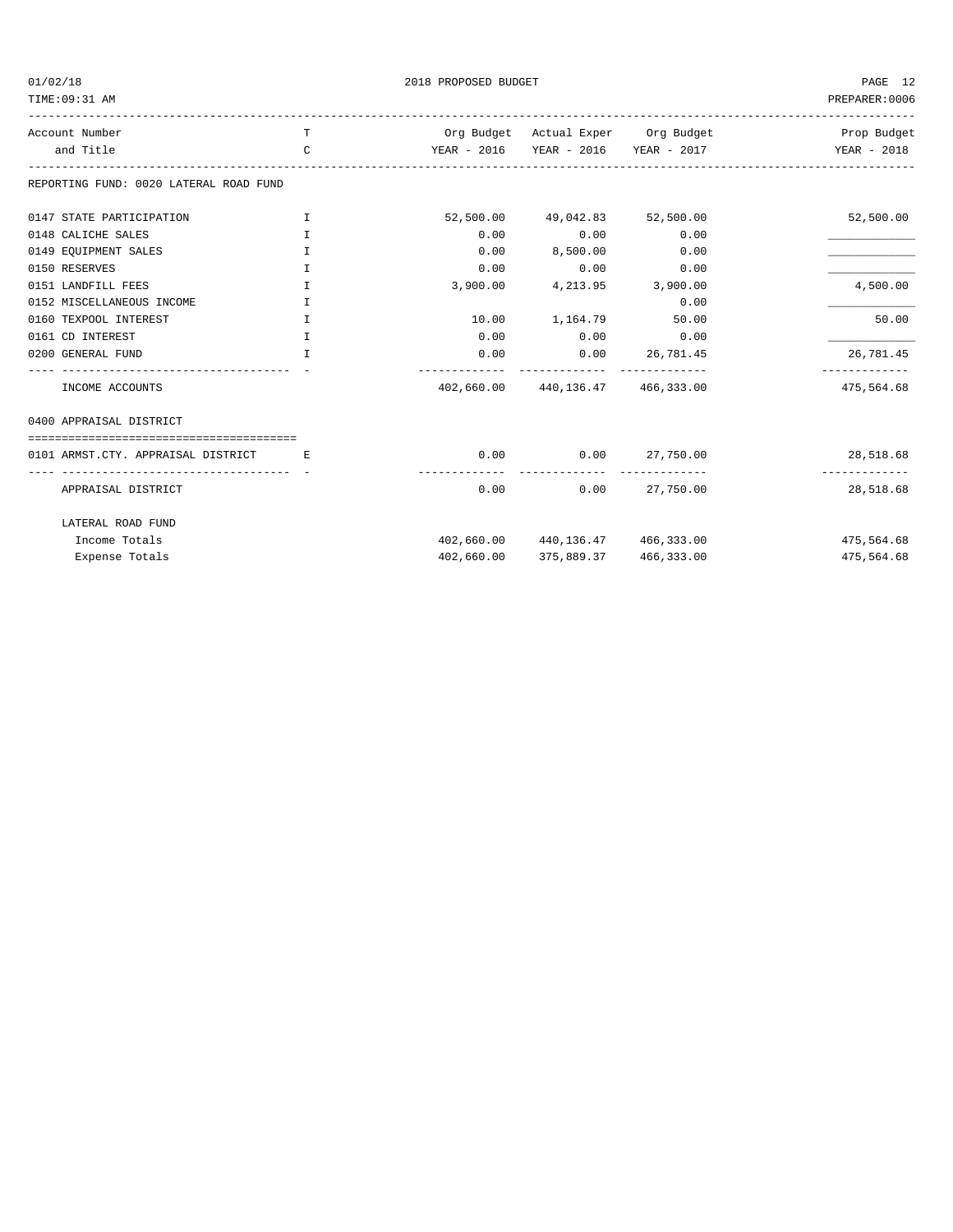2018 PROPOSED BUDGET

| Account Number and Title | T C | Org Budget YEAR - 2016 | Actual Exper YEAR - 2016 | Org Budget YEAR - 2017 | Prop Budget YEAR - 2018 |
|---|---|---|---|---|---|
| **REPORTING FUND: 0020 LATERAL ROAD FUND** | | | | | |
| 0147 STATE PARTICIPATION | I | 52,500.00 | 49,042.83 | 52,500.00 | 52,500.00 |
| 0148 CALICHE SALES | I | 0.00 | 0.00 | 0.00 | ____________ |
| 0149 EQUIPMENT SALES | I | 0.00 | 8,500.00 | 0.00 | ____________ |
| 0150 RESERVES | I | 0.00 | 0.00 | 0.00 | ____________ |
| 0151 LANDFILL FEES | I | 3,900.00 | 4,213.95 | 3,900.00 | 4,500.00 |
| 0152 MISCELLANEOUS INCOME | I | | | 0.00 | ____________ |
| 0160 TEXPOOL INTEREST | I | 10.00 | 1,164.79 | 50.00 | 50.00 |
| 0161 CD INTEREST | I | 0.00 | 0.00 | 0.00 | ____________ |
| 0200 GENERAL FUND | I | 0.00 | 0.00 | 26,781.45 | 26,781.45 |
| INCOME ACCOUNTS | | 402,660.00 | 440,136.47 | 466,333.00 | 475,564.68 |
| **0400 APPRAISAL DISTRICT** | | | | | |
| 0101 ARMST.CTY. APPRAISAL DISTRICT | E | 0.00 | 0.00 | 27,750.00 | 28,518.68 |
| APPRAISAL DISTRICT | | 0.00 | 0.00 | 27,750.00 | 28,518.68 |
| **LATERAL ROAD FUND** | | | | | |
| Income Totals | | 402,660.00 | 440,136.47 | 466,333.00 | 475,564.68 |
| Expense Totals | | 402,660.00 | 375,889.37 | 466,333.00 | 475,564.68 |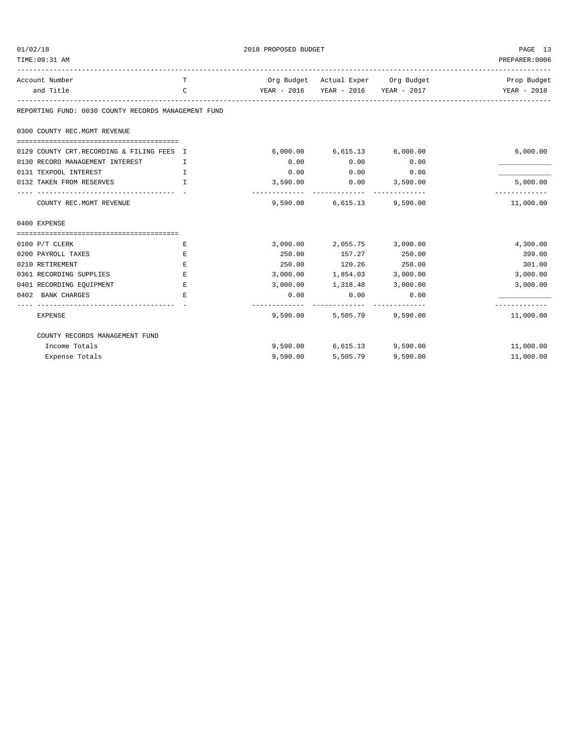## 2018 PROPOSED BUDGET

01/02/18
TIME:09:31 AM
PREPARER:0006

| Account Number and Title | TC | Org Budget YEAR - 2016 | Actual Exper YEAR - 2016 | Org Budget YEAR - 2017 | Prop Budget YEAR - 2018 |
|---|---|---|---|---|---|
| **REPORTING FUND: 0030 COUNTY RECORDS MANAGEMENT FUND** | | | | | |
| **0300 COUNTY REC.MGMT REVENUE** | | | | | |
| 0129 COUNTY CRT.RECORDING & FILING FEES | I | 6,000.00 | 6,615.13 | 6,000.00 | 6,000.00 |
| 0130 RECORD MANAGEMENT INTEREST | I | 0.00 | 0.00 | 0.00 | ____________ |
| 0131 TEXPOOL INTEREST | I | 0.00 | 0.00 | 0.00 | ____________ |
| 0132 TAKEN FROM RESERVES | I | 3,590.00 | 0.00 | 3,590.00 | 5,000.00 |
| COUNTY REC.MGMT REVENUE | | 9,590.00 | 6,615.13 | 9,590.00 | 11,000.00 |
| **0400 EXPENSE** | | | | | |
| 0100 P/T CLERK | E | 3,090.00 | 2,055.75 | 3,090.00 | 4,300.00 |
| 0200 PAYROLL TAXES | E | 250.00 | 157.27 | 250.00 | 399.00 |
| 0210 RETIREMENT | E | 250.00 | 120.26 | 250.00 | 301.00 |
| 0361 RECORDING SUPPLIES | E | 3,000.00 | 1,854.03 | 3,000.00 | 3,000.00 |
| 0401 RECORDING EQUIPMENT | E | 3,000.00 | 1,318.48 | 3,000.00 | 3,000.00 |
| 0402 BANK CHARGES | E | 0.00 | 0.00 | 0.00 | ____________ |
| EXPENSE | | 9,590.00 | 5,505.79 | 9,590.00 | 11,000.00 |
| **COUNTY RECORDS MANAGEMENT FUND** | | | | | |
| Income Totals | | 9,590.00 | 6,615.13 | 9,590.00 | 11,000.00 |
| Expense Totals | | 9,590.00 | 5,505.79 | 9,590.00 | 11,000.00 |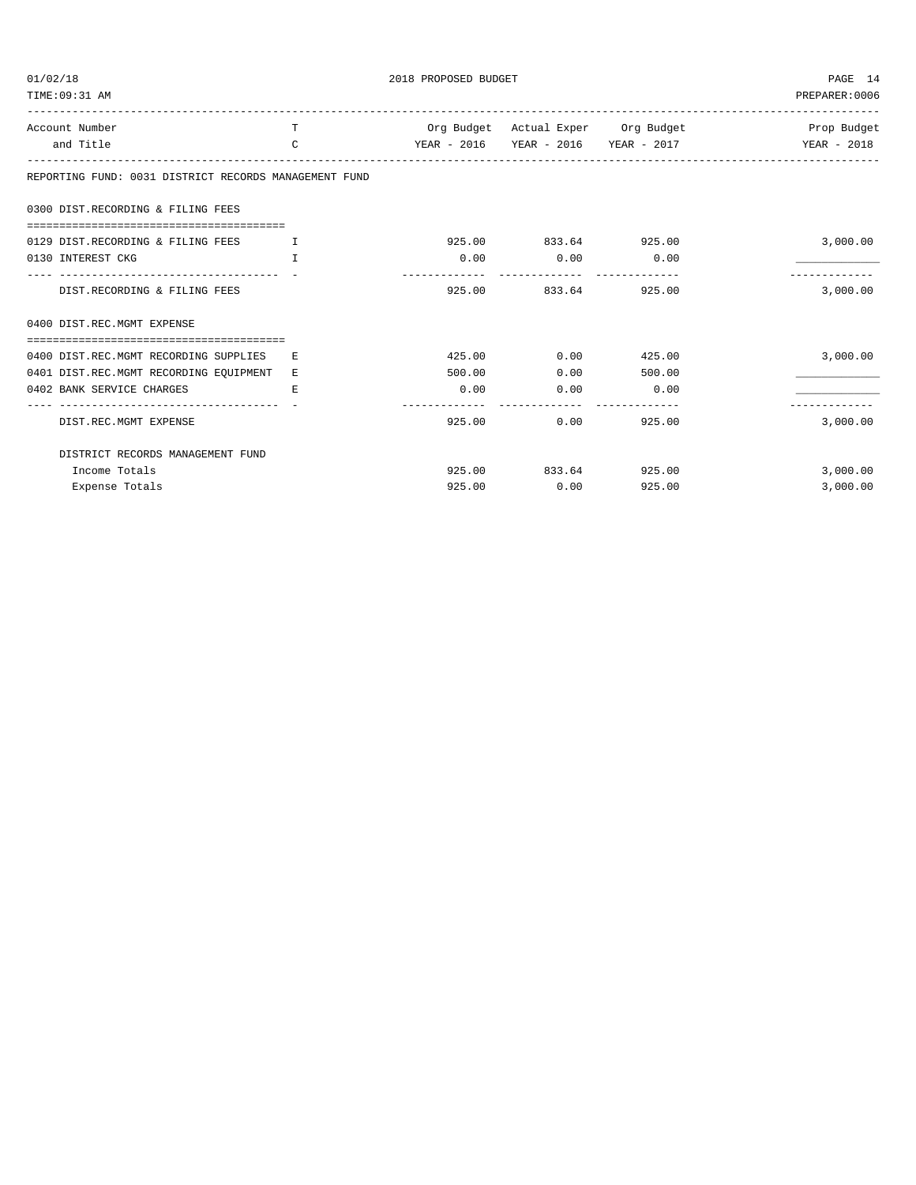REPORTING FUND: 0031 DISTRICT RECORDS MANAGEMENT FUND

| Account Number and Title | TC | Org Budget YEAR - 2016 | Actual Exper YEAR - 2016 | Org Budget YEAR - 2017 | Prop Budget YEAR - 2018 |
|---|---|---|---|---|---|
| **0300 DIST.RECORDING & FILING FEES** | | | | | |
| 0129 DIST.RECORDING & FILING FEES | I | 925.00 | 833.64 | 925.00 | 3,000.00 |
| 0130 INTEREST CKG | I | 0.00 | 0.00 | 0.00 | ____________ |
| DIST.RECORDING & FILING FEES | | 925.00 | 833.64 | 925.00 | 3,000.00 |
| **0400 DIST.REC.MGMT EXPENSE** | | | | | |
| 0400 DIST.REC.MGMT RECORDING SUPPLIES | E | 425.00 | 0.00 | 425.00 | 3,000.00 |
| 0401 DIST.REC.MGMT RECORDING EQUIPMENT | E | 500.00 | 0.00 | 500.00 | ____________ |
| 0402 BANK SERVICE CHARGES | E | 0.00 | 0.00 | 0.00 | ____________ |
| DIST.REC.MGMT EXPENSE | | 925.00 | 0.00 | 925.00 | 3,000.00 |
| **DISTRICT RECORDS MANAGEMENT FUND** | | | | | |
| Income Totals | | 925.00 | 833.64 | 925.00 | 3,000.00 |
| Expense Totals | | 925.00 | 0.00 | 925.00 | 3,000.00 |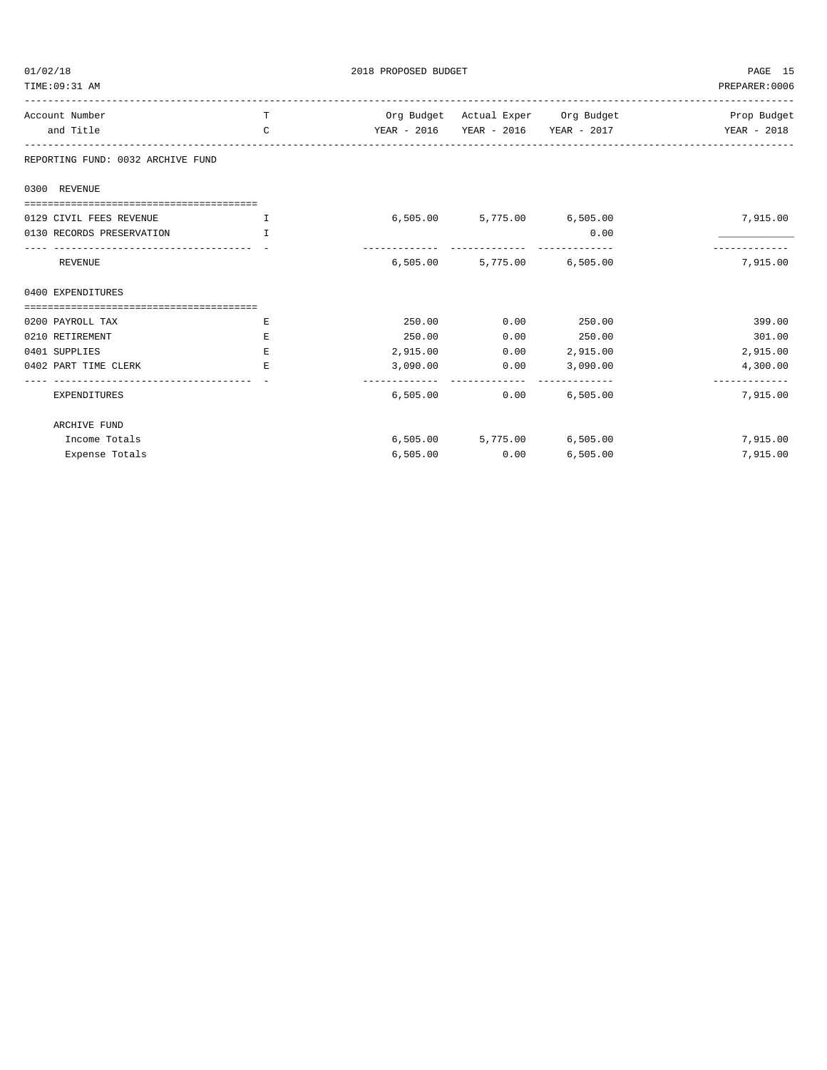REPORTING FUND: 0032 ARCHIVE FUND

| Account Number and Title | T C | Org Budget YEAR - 2016 | Actual Exper YEAR - 2016 | Org Budget YEAR - 2017 | Prop Budget YEAR - 2018 |
|---|---|---|---|---|---|
| **0300 REVENUE** | | | | | |
| 0129 CIVIL FEES REVENUE | I | 6,505.00 | 5,775.00 | 6,505.00 | 7,915.00 |
| 0130 RECORDS PRESERVATION | I | | | 0.00 | |
| REVENUE | | 6,505.00 | 5,775.00 | 6,505.00 | 7,915.00 |
| **0400 EXPENDITURES** | | | | | |
| 0200 PAYROLL TAX | E | 250.00 | 0.00 | 250.00 | 399.00 |
| 0210 RETIREMENT | E | 250.00 | 0.00 | 250.00 | 301.00 |
| 0401 SUPPLIES | E | 2,915.00 | 0.00 | 2,915.00 | 2,915.00 |
| 0402 PART TIME CLERK | E | 3,090.00 | 0.00 | 3,090.00 | 4,300.00 |
| EXPENDITURES | | 6,505.00 | 0.00 | 6,505.00 | 7,915.00 |
| **ARCHIVE FUND** | | | | | |
| Income Totals | | 6,505.00 | 5,775.00 | 6,505.00 | 7,915.00 |
| Expense Totals | | 6,505.00 | 0.00 | 6,505.00 | 7,915.00 |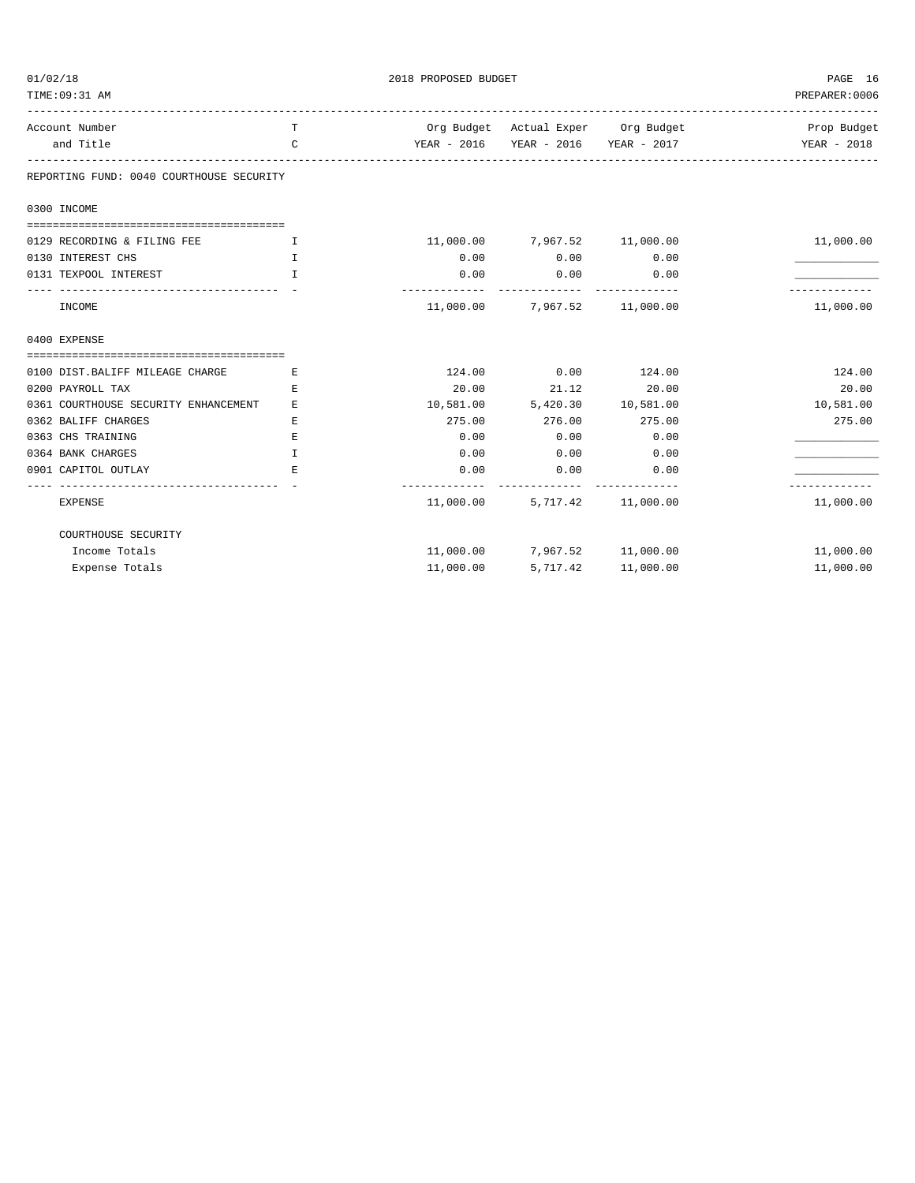# 2018 PROPOSED BUDGET

| Account Number and Title | TC | Org Budget YEAR - 2016 | Actual Exper YEAR - 2016 | Org Budget YEAR - 2017 | Prop Budget YEAR - 2018 |
|---|---|---|---|---|---|
| **REPORTING FUND: 0040 COURTHOUSE SECURITY** | | | | | |
| **0300 INCOME** | | | | | |
| 0129 RECORDING & FILING FEE | I | 11,000.00 | 7,967.52 | 11,000.00 | 11,000.00 |
| 0130 INTEREST CHS | I | 0.00 | 0.00 | 0.00 | ____________ |
| 0131 TEXPOOL INTEREST | I | 0.00 | 0.00 | 0.00 | ____________ |
| INCOME | | 11,000.00 | 7,967.52 | 11,000.00 | 11,000.00 |
| **0400 EXPENSE** | | | | | |
| 0100 DIST.BALIFF MILEAGE CHARGE | E | 124.00 | 0.00 | 124.00 | 124.00 |
| 0200 PAYROLL TAX | E | 20.00 | 21.12 | 20.00 | 20.00 |
| 0361 COURTHOUSE SECURITY ENHANCEMENT | E | 10,581.00 | 5,420.30 | 10,581.00 | 10,581.00 |
| 0362 BALIFF CHARGES | E | 275.00 | 276.00 | 275.00 | 275.00 |
| 0363 CHS TRAINING | E | 0.00 | 0.00 | 0.00 | ____________ |
| 0364 BANK CHARGES | I | 0.00 | 0.00 | 0.00 | ____________ |
| 0901 CAPITOL OUTLAY | E | 0.00 | 0.00 | 0.00 | ____________ |
| EXPENSE | | 11,000.00 | 5,717.42 | 11,000.00 | 11,000.00 |
| **COURTHOUSE SECURITY** | | | | | |
| Income Totals | | 11,000.00 | 7,967.52 | 11,000.00 | 11,000.00 |
| Expense Totals | | 11,000.00 | 5,717.42 | 11,000.00 | 11,000.00 |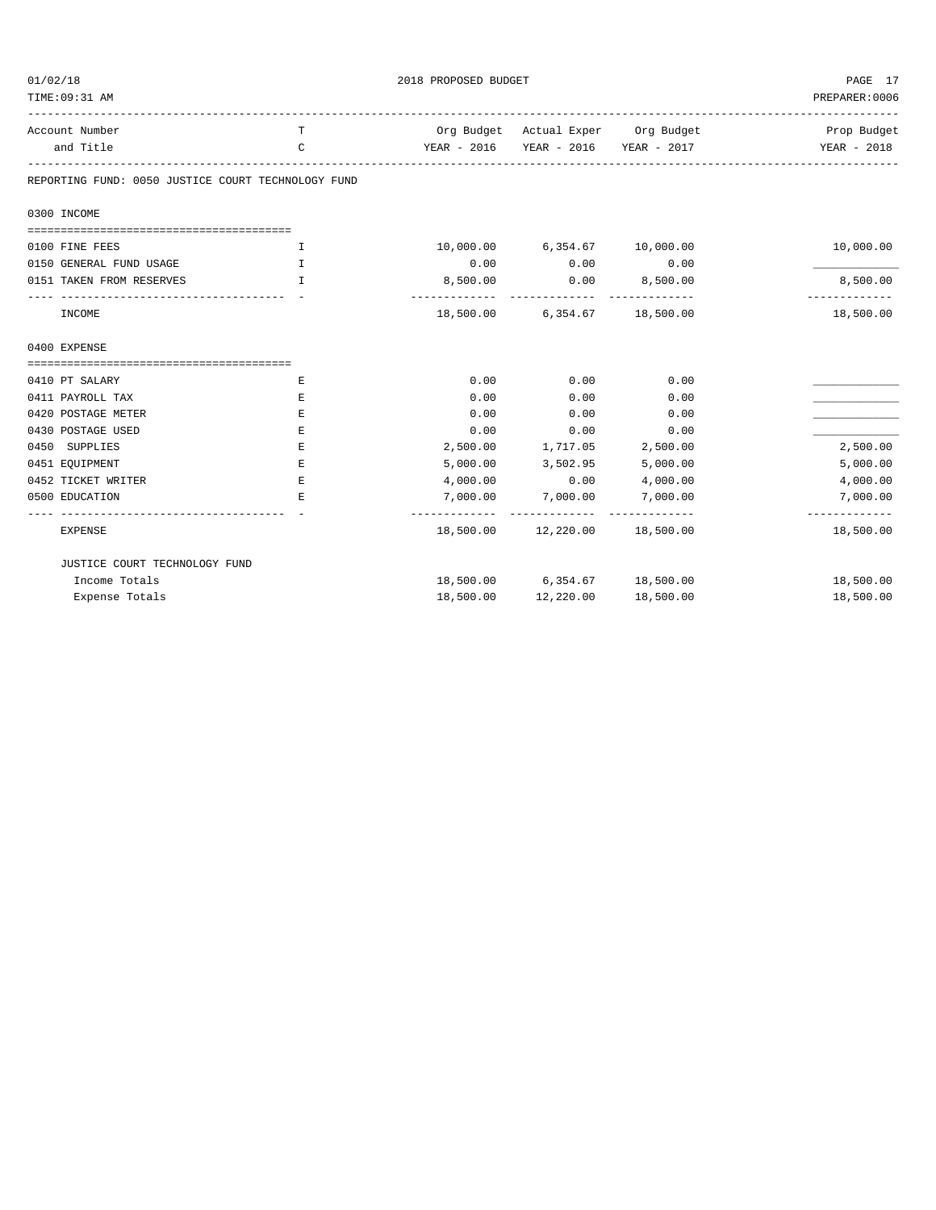REPORTING FUND: 0050 JUSTICE COURT TECHNOLOGY FUND

| Account Number and Title | TC | Org Budget YEAR - 2016 | Actual Exper YEAR - 2016 | Org Budget YEAR - 2017 | Prop Budget YEAR - 2018 |
|---|---|---|---|---|---|
| **0300 INCOME** | | | | | |
| 0100 FINE FEES | I | 10,000.00 | 6,354.67 | 10,000.00 | 10,000.00 |
| 0150 GENERAL FUND USAGE | I | 0.00 | 0.00 | 0.00 | ____________ |
| 0151 TAKEN FROM RESERVES | I | 8,500.00 | 0.00 | 8,500.00 | 8,500.00 |
| INCOME | | 18,500.00 | 6,354.67 | 18,500.00 | 18,500.00 |
| **0400 EXPENSE** | | | | | |
| 0410 PT SALARY | E | 0.00 | 0.00 | 0.00 | ____________ |
| 0411 PAYROLL TAX | E | 0.00 | 0.00 | 0.00 | ____________ |
| 0420 POSTAGE METER | E | 0.00 | 0.00 | 0.00 | ____________ |
| 0430 POSTAGE USED | E | 0.00 | 0.00 | 0.00 | ____________ |
| 0450 SUPPLIES | E | 2,500.00 | 1,717.05 | 2,500.00 | 2,500.00 |
| 0451 EQUIPMENT | E | 5,000.00 | 3,502.95 | 5,000.00 | 5,000.00 |
| 0452 TICKET WRITER | E | 4,000.00 | 0.00 | 4,000.00 | 4,000.00 |
| 0500 EDUCATION | E | 7,000.00 | 7,000.00 | 7,000.00 | 7,000.00 |
| EXPENSE | | 18,500.00 | 12,220.00 | 18,500.00 | 18,500.00 |
| JUSTICE COURT TECHNOLOGY FUND | | | | | |
| Income Totals | | 18,500.00 | 6,354.67 | 18,500.00 | 18,500.00 |
| Expense Totals | | 18,500.00 | 12,220.00 | 18,500.00 | 18,500.00 |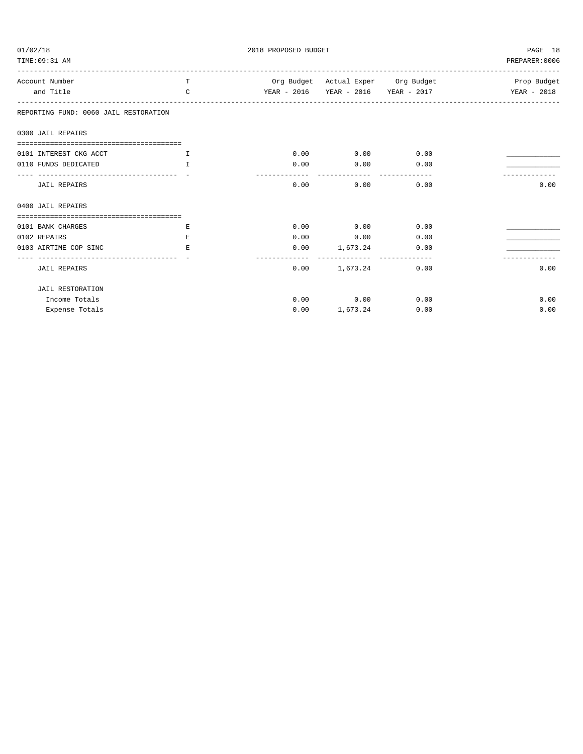2018 PROPOSED BUDGET

01/02/18
TIME:09:31 AM
PREPARER:0006

| Account Number and Title | TC | Org Budget YEAR - 2016 | Actual Exper YEAR - 2016 | Org Budget YEAR - 2017 | Prop Budget YEAR - 2018 |
|---|---|---|---|---|---|
| **REPORTING FUND: 0060 JAIL RESTORATION** | | | | | |
| **0300 JAIL REPAIRS** | | | | | |
| 0101 INTEREST CKG ACCT | I | 0.00 | 0.00 | 0.00 | ____________ |
| 0110 FUNDS DEDICATED | I | 0.00 | 0.00 | 0.00 | ____________ |
| JAIL REPAIRS | | 0.00 | 0.00 | 0.00 | 0.00 |
| **0400 JAIL REPAIRS** | | | | | |
| 0101 BANK CHARGES | E | 0.00 | 0.00 | 0.00 | ____________ |
| 0102 REPAIRS | E | 0.00 | 0.00 | 0.00 | ____________ |
| 0103 AIRTIME COP SINC | E | 0.00 | 1,673.24 | 0.00 | ____________ |
| JAIL REPAIRS | | 0.00 | 1,673.24 | 0.00 | 0.00 |
| JAIL RESTORATION | | | | | |
| Income Totals | | 0.00 | 0.00 | 0.00 | 0.00 |
| Expense Totals | | 0.00 | 1,673.24 | 0.00 | 0.00 |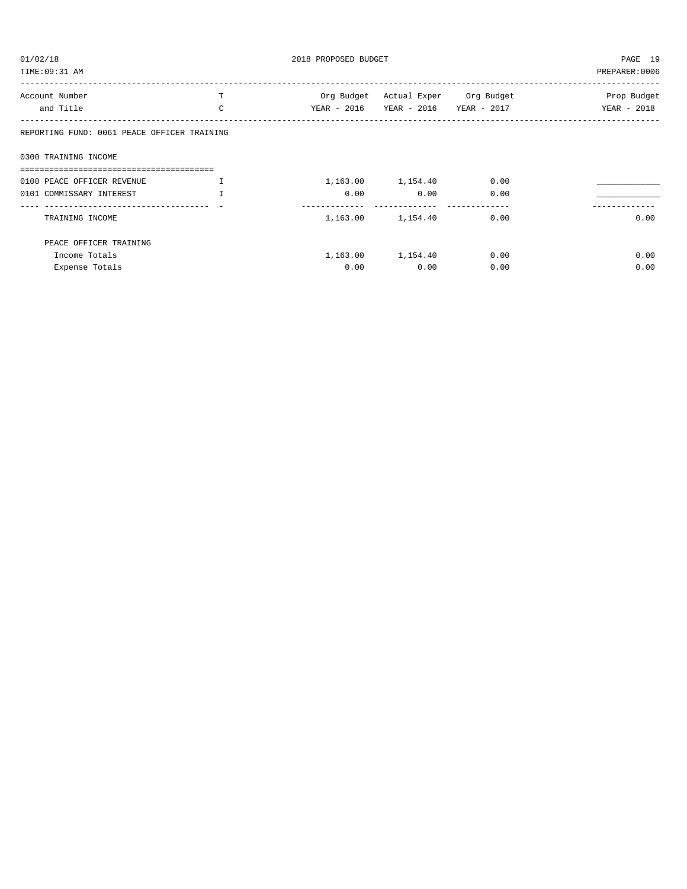2018 PROPOSED BUDGET

TIME:09:31 AM — PREPARER:0006

| Account Number and Title | T C | Org Budget YEAR - 2016 | Actual Exper YEAR - 2016 | Org Budget YEAR - 2017 | Prop Budget YEAR - 2018 |
|---|---|---|---|---|---|
| **REPORTING FUND: 0061 PEACE OFFICER TRAINING** | | | | | |
| **0300 TRAINING INCOME** | | | | | |
| 0100 PEACE OFFICER REVENUE | I | 1,163.00 | 1,154.40 | 0.00 | ____________ |
| 0101 COMMISSARY INTEREST | I | 0.00 | 0.00 | 0.00 | ____________ |
| TRAINING INCOME | | 1,163.00 | 1,154.40 | 0.00 | 0.00 |
| **PEACE OFFICER TRAINING** | | | | | |
| Income Totals | | 1,163.00 | 1,154.40 | 0.00 | 0.00 |
| Expense Totals | | 0.00 | 0.00 | 0.00 | 0.00 |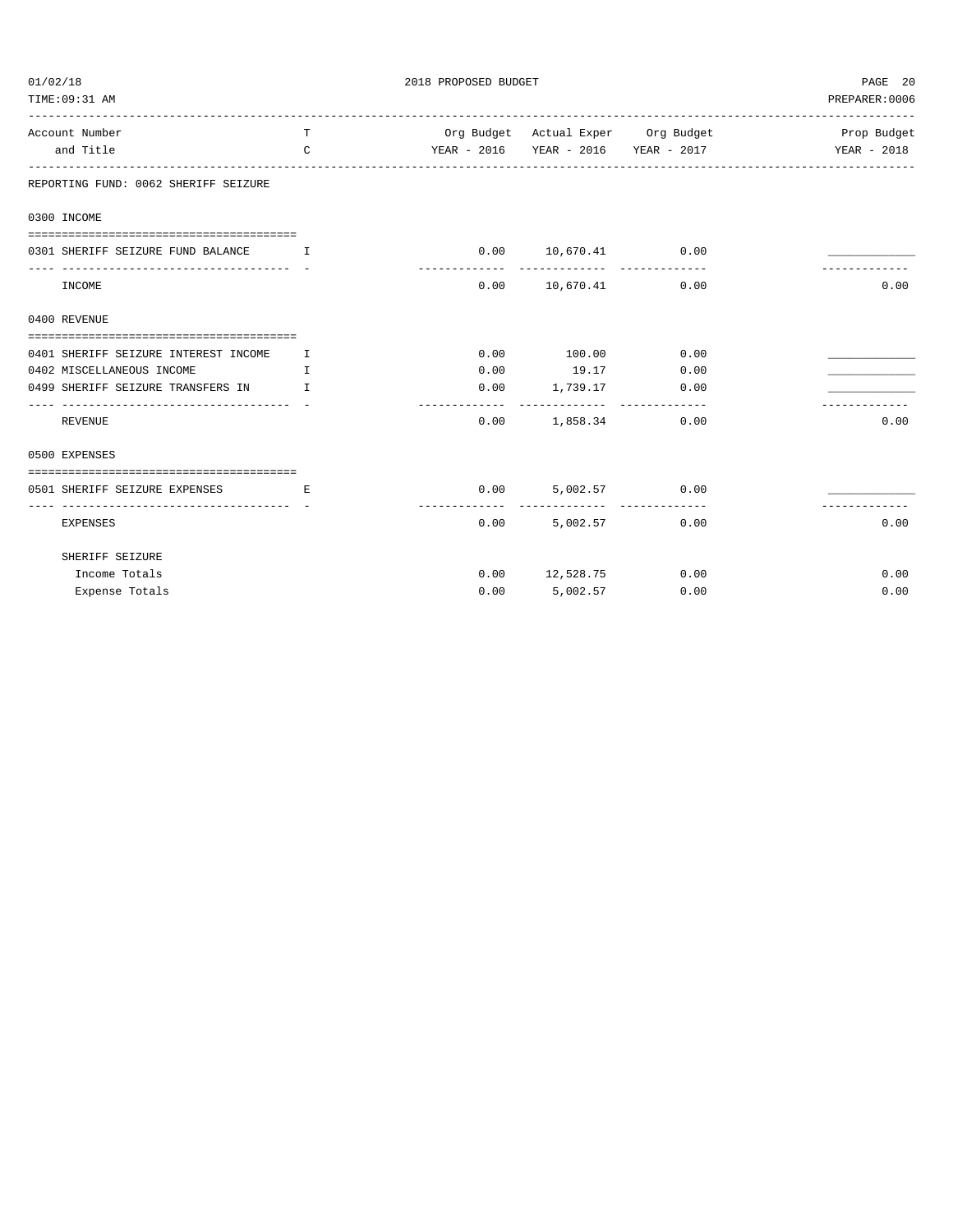## 2018 PROPOSED BUDGET

| Account Number and Title | TC | Org Budget YEAR - 2016 | Actual Exper YEAR - 2016 | Org Budget YEAR - 2017 | Prop Budget YEAR - 2018 |
|---|---|---|---|---|---|
| **REPORTING FUND: 0062 SHERIFF SEIZURE** | | | | | |
| **0300 INCOME** | | | | | |
| 0301 SHERIFF SEIZURE FUND BALANCE | I | 0.00 | 10,670.41 | 0.00 | ____________ |
| INCOME | | 0.00 | 10,670.41 | 0.00 | 0.00 |
| **0400 REVENUE** | | | | | |
| 0401 SHERIFF SEIZURE INTEREST INCOME | I | 0.00 | 100.00 | 0.00 | ____________ |
| 0402 MISCELLANEOUS INCOME | I | 0.00 | 19.17 | 0.00 | ____________ |
| 0499 SHERIFF SEIZURE TRANSFERS IN | I | 0.00 | 1,739.17 | 0.00 | ____________ |
| REVENUE | | 0.00 | 1,858.34 | 0.00 | 0.00 |
| **0500 EXPENSES** | | | | | |
| 0501 SHERIFF SEIZURE EXPENSES | E | 0.00 | 5,002.57 | 0.00 | ____________ |
| EXPENSES | | 0.00 | 5,002.57 | 0.00 | 0.00 |
| **SHERIFF SEIZURE** | | | | | |
| Income Totals | | 0.00 | 12,528.75 | 0.00 | 0.00 |
| Expense Totals | | 0.00 | 5,002.57 | 0.00 | 0.00 |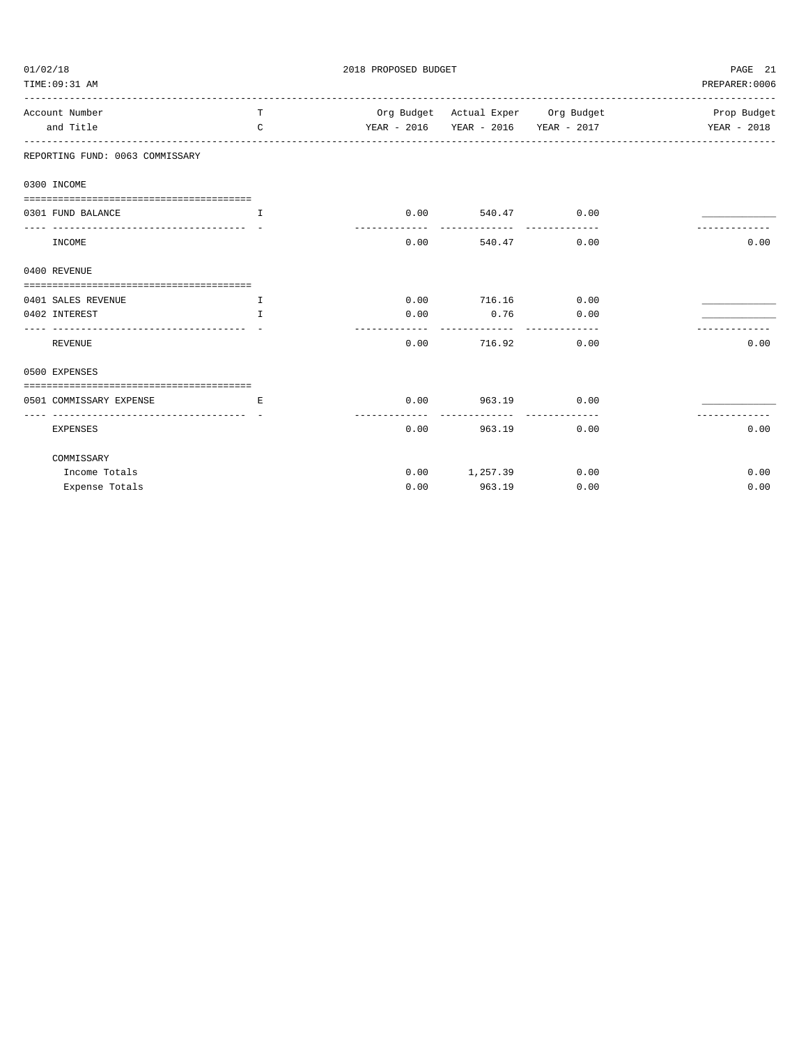2018 PROPOSED BUDGET

REPORTING FUND: 0063 COMMISSARY

| Account Number and Title | TC | Org Budget YEAR - 2016 | Actual Exper YEAR - 2016 | Org Budget YEAR - 2017 | Prop Budget YEAR - 2018 |
|---|---|---|---|---|---|
| **0300 INCOME** | | | | | |
| 0301 FUND BALANCE | I | 0.00 | 540.47 | 0.00 | ____________ |
| INCOME | | 0.00 | 540.47 | 0.00 | 0.00 |
| **0400 REVENUE** | | | | | |
| 0401 SALES REVENUE | I | 0.00 | 716.16 | 0.00 | ____________ |
| 0402 INTEREST | I | 0.00 | 0.76 | 0.00 | ____________ |
| REVENUE | | 0.00 | 716.92 | 0.00 | 0.00 |
| **0500 EXPENSES** | | | | | |
| 0501 COMMISSARY EXPENSE | E | 0.00 | 963.19 | 0.00 | ____________ |
| EXPENSES | | 0.00 | 963.19 | 0.00 | 0.00 |
| **COMMISSARY** | | | | | |
| Income Totals | | 0.00 | 1,257.39 | 0.00 | 0.00 |
| Expense Totals | | 0.00 | 963.19 | 0.00 | 0.00 |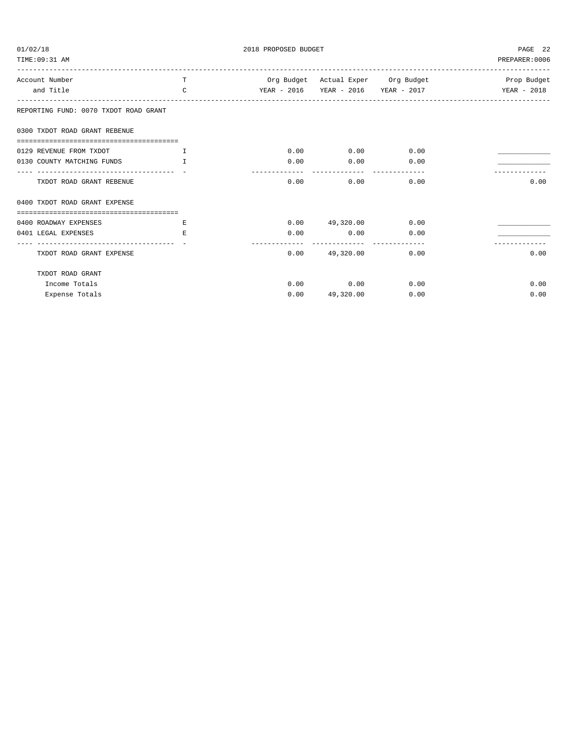REPORTING FUND: 0070 TXDOT ROAD GRANT

| Account Number and Title | TC | Org Budget YEAR - 2016 | Actual Exper YEAR - 2016 | Org Budget YEAR - 2017 | Prop Budget YEAR - 2018 |
|---|---|---|---|---|---|
| **0300 TXDOT ROAD GRANT REBENUE** | | | | | |
| 0129 REVENUE FROM TXDOT | I | 0.00 | 0.00 | 0.00 | ____________ |
| 0130 COUNTY MATCHING FUNDS | I | 0.00 | 0.00 | 0.00 | ____________ |
| TXDOT ROAD GRANT REBENUE | | 0.00 | 0.00 | 0.00 | 0.00 |
| **0400 TXDOT ROAD GRANT EXPENSE** | | | | | |
| 0400 ROADWAY EXPENSES | E | 0.00 | 49,320.00 | 0.00 | ____________ |
| 0401 LEGAL EXPENSES | E | 0.00 | 0.00 | 0.00 | ____________ |
| TXDOT ROAD GRANT EXPENSE | | 0.00 | 49,320.00 | 0.00 | 0.00 |
| **TXDOT ROAD GRANT** | | | | | |
| Income Totals | | 0.00 | 0.00 | 0.00 | 0.00 |
| Expense Totals | | 0.00 | 49,320.00 | 0.00 | 0.00 |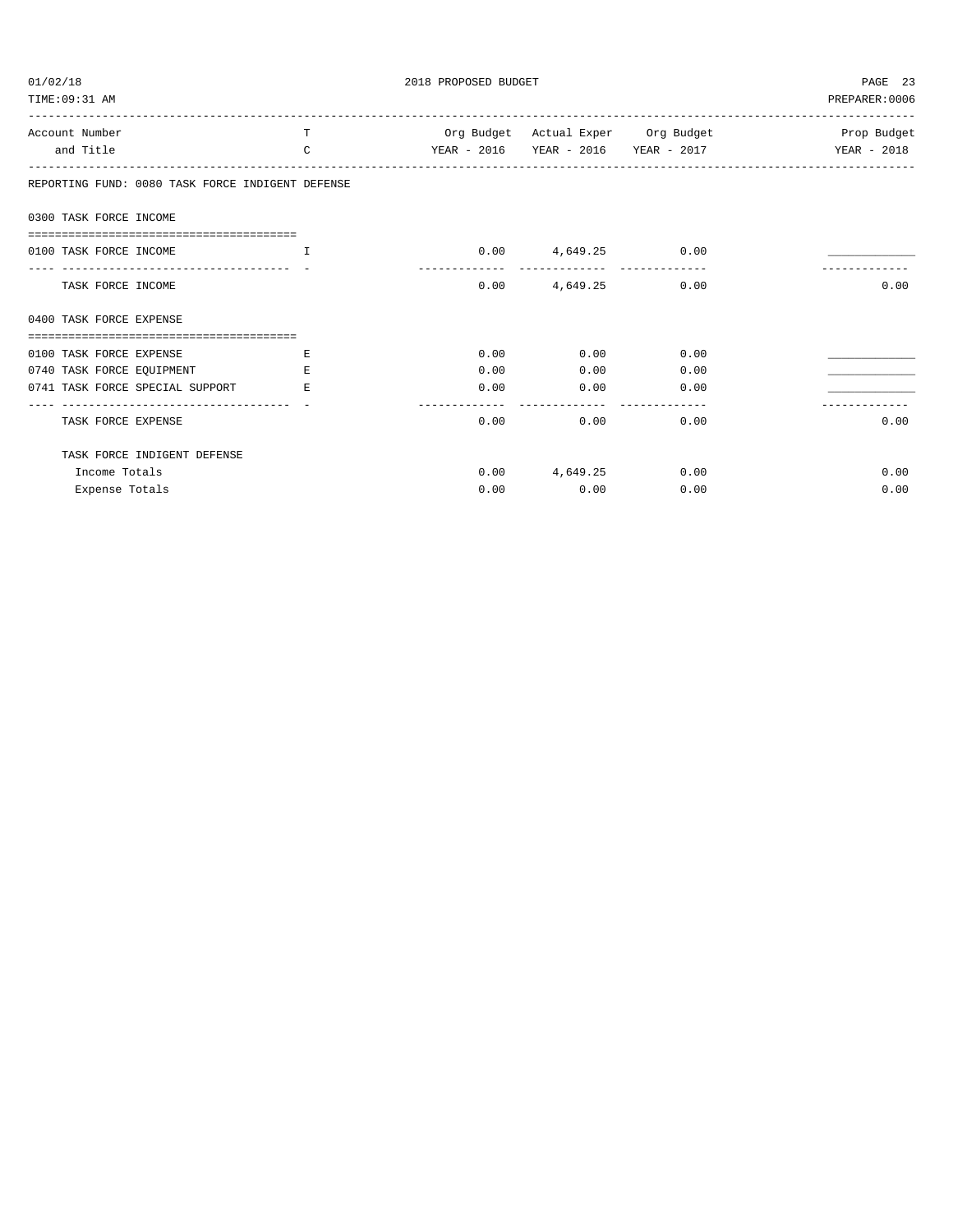**2018 PROPOSED BUDGET**

01/02/18
TIME:09:31 AM
PREPARER:0006

| Account Number and Title | TC | Org Budget YEAR - 2016 | Actual Exper YEAR - 2016 | Org Budget YEAR - 2017 | Prop Budget YEAR - 2018 |
|---|---|---|---|---|---|
| **REPORTING FUND: 0080 TASK FORCE INDIGENT DEFENSE** | | | | | |
| **0300 TASK FORCE INCOME** | | | | | |
| 0100 TASK FORCE INCOME | I | 0.00 | 4,649.25 | 0.00 | ____________ |
| TASK FORCE INCOME | | 0.00 | 4,649.25 | 0.00 | 0.00 |
| **0400 TASK FORCE EXPENSE** | | | | | |
| 0100 TASK FORCE EXPENSE | E | 0.00 | 0.00 | 0.00 | ____________ |
| 0740 TASK FORCE EQUIPMENT | E | 0.00 | 0.00 | 0.00 | ____________ |
| 0741 TASK FORCE SPECIAL SUPPORT | E | 0.00 | 0.00 | 0.00 | ____________ |
| TASK FORCE EXPENSE | | 0.00 | 0.00 | 0.00 | 0.00 |
| TASK FORCE INDIGENT DEFENSE | | | | | |
| Income Totals | | 0.00 | 4,649.25 | 0.00 | 0.00 |
| Expense Totals | | 0.00 | 0.00 | 0.00 | 0.00 |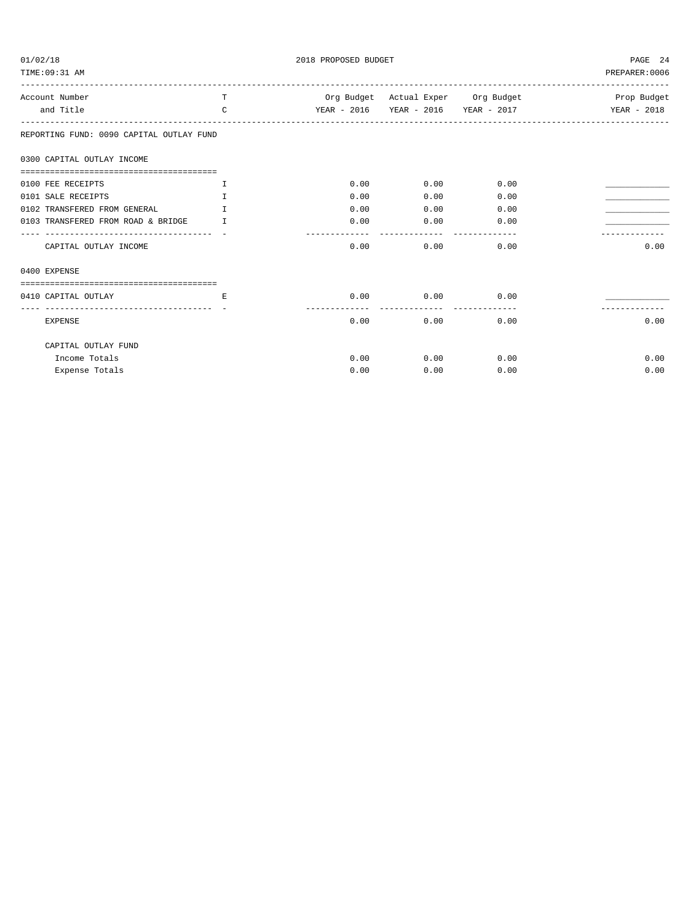REPORTING FUND: 0090 CAPITAL OUTLAY FUND

| Account Number and Title | TC | Org Budget YEAR - 2016 | Actual Exper YEAR - 2016 | Org Budget YEAR - 2017 | Prop Budget YEAR - 2018 |
|---|---|---|---|---|---|
| **0300 CAPITAL OUTLAY INCOME** | | | | | |
| 0100 FEE RECEIPTS | I | 0.00 | 0.00 | 0.00 | ____________ |
| 0101 SALE RECEIPTS | I | 0.00 | 0.00 | 0.00 | ____________ |
| 0102 TRANSFERED FROM GENERAL | I | 0.00 | 0.00 | 0.00 | ____________ |
| 0103 TRANSFERED FROM ROAD & BRIDGE | I | 0.00 | 0.00 | 0.00 | ____________ |
| CAPITAL OUTLAY INCOME | | 0.00 | 0.00 | 0.00 | 0.00 |
| **0400 EXPENSE** | | | | | |
| 0410 CAPITAL OUTLAY | E | 0.00 | 0.00 | 0.00 | ____________ |
| EXPENSE | | 0.00 | 0.00 | 0.00 | 0.00 |
| **CAPITAL OUTLAY FUND** | | | | | |
| Income Totals | | 0.00 | 0.00 | 0.00 | 0.00 |
| Expense Totals | | 0.00 | 0.00 | 0.00 | 0.00 |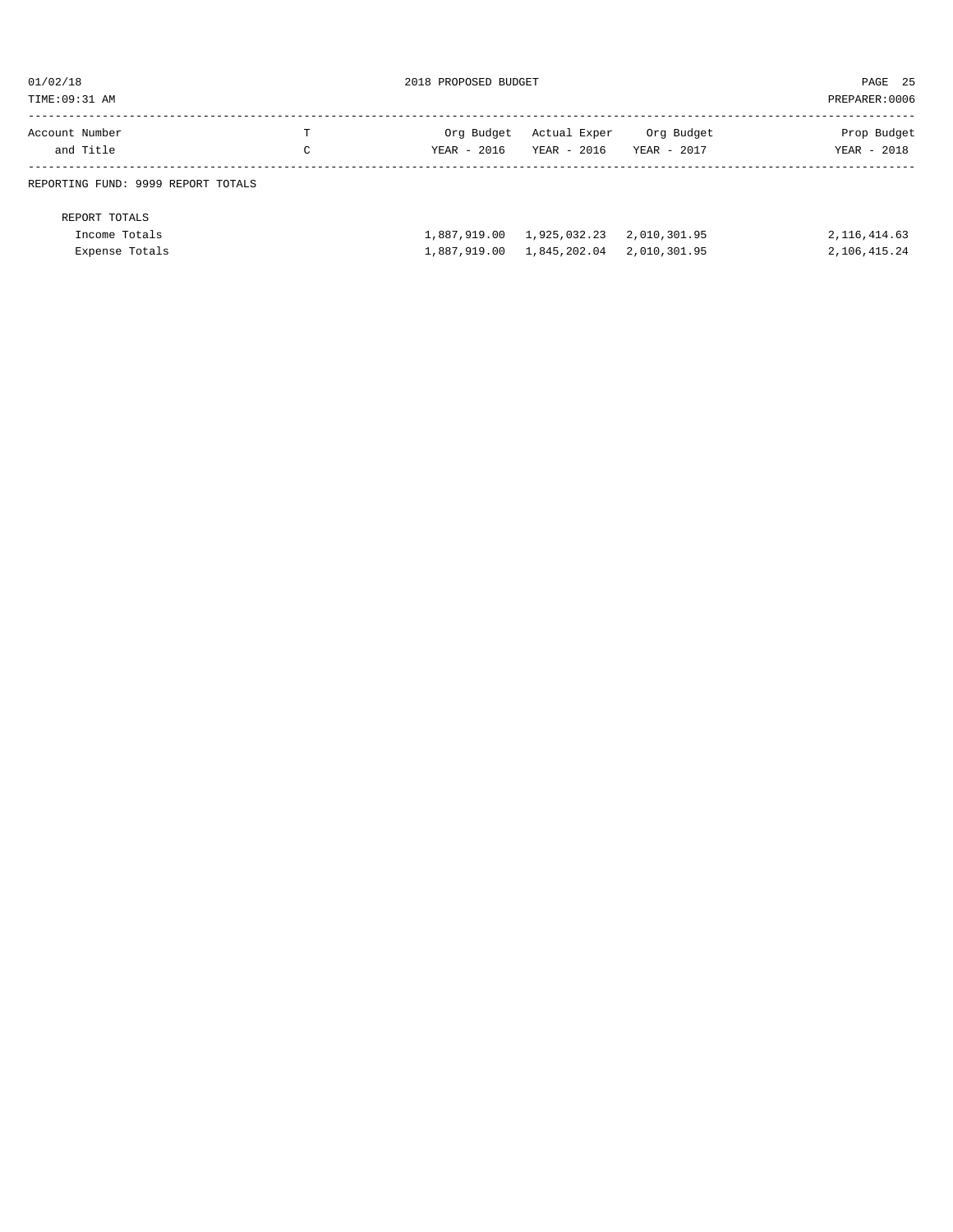| Account Number and Title | T C | Org Budget YEAR - 2016 | Actual Exper YEAR - 2016 | Org Budget YEAR - 2017 | Prop Budget YEAR - 2018 |
|---|---|---|---|---|---|
| REPORTING FUND: 9999 REPORT TOTALS | | | | | |
| REPORT TOTALS | | | | | |
| Income Totals | | 1,887,919.00 | 1,925,032.23 | 2,010,301.95 | 2,116,414.63 |
| Expense Totals | | 1,887,919.00 | 1,845,202.04 | 2,010,301.95 | 2,106,415.24 |